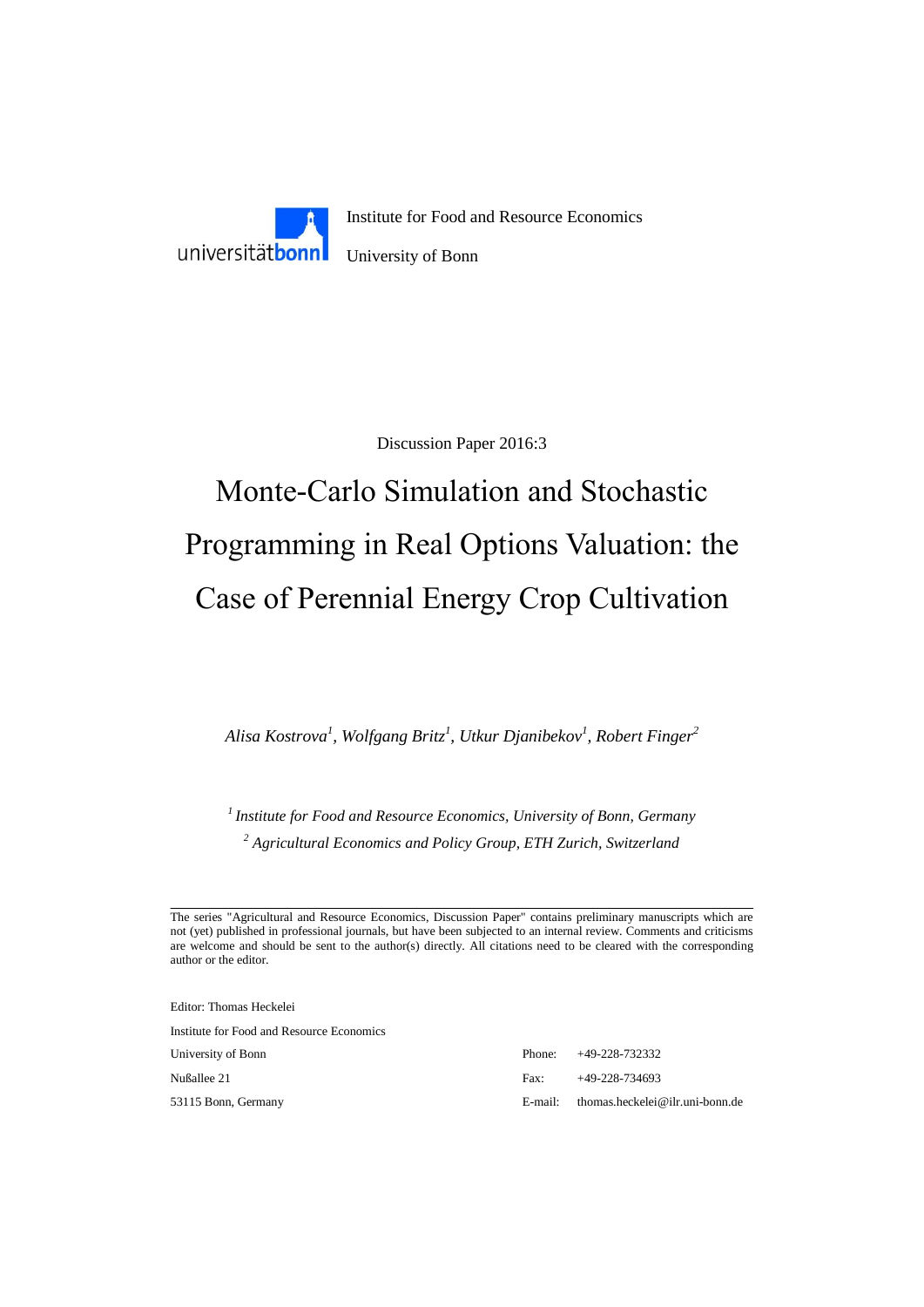universitätbonn

Institute for Food and Resource Economics

University of Bonn

Discussion Paper 2016:3

# Monte-Carlo Simulation and Stochastic Programming in Real Options Valuation: the Case of Perennial Energy Crop Cultivation

*Alisa Kostrova[1], Wolfgang Britz[1], Utkur Djanibekov[1], Robert Finger[2]*

*[1] Institute for Food and Resource Economics, University of Bonn, Germany*

*[2] Agricultural Economics and Policy Group, ETH Zurich, Switzerland*

---

The series "Agricultural and Resource Economics, Discussion Paper" contains preliminary manuscripts which are not (yet) published in professional journals, but have been subjected to an internal review. Comments and criticisms are welcome and should be sent to the author(s) directly. All citations need to be cleared with the corresponding author or the editor.

Editor: Thomas Heckelei

Institute for Food and Resource Economics

University of Bonn

Nußallee 21

53115 Bonn, Germany

Phone: +49-228-732332

Fax: +49-228-734693

E-mail: thomas.heckelei@ilr.uni-bonn.de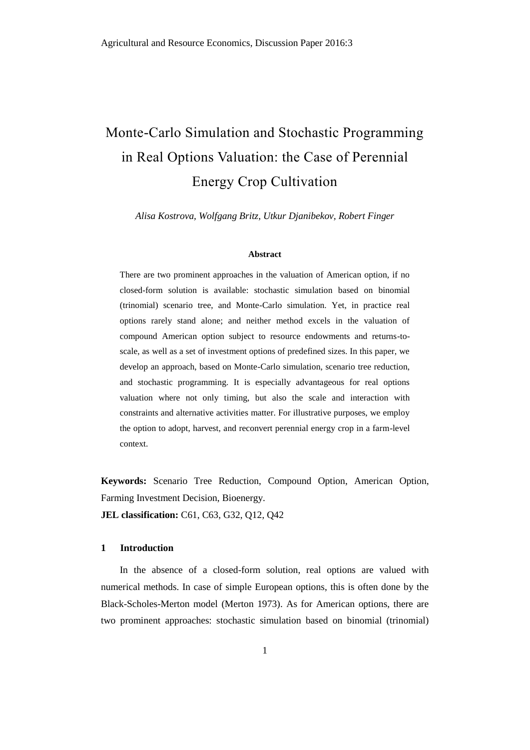# Monte-Carlo Simulation and Stochastic Programming in Real Options Valuation: the Case of Perennial Energy Crop Cultivation

*Alisa Kostrova, Wolfgang Britz, Utkur Djanibekov, Robert Finger*

**Abstract**

There are two prominent approaches in the valuation of American option, if no closed-form solution is available: stochastic simulation based on binomial (trinomial) scenario tree, and Monte-Carlo simulation. Yet, in practice real options rarely stand alone; and neither method excels in the valuation of compound American option subject to resource endowments and returns-to-scale, as well as a set of investment options of predefined sizes. In this paper, we develop an approach, based on Monte-Carlo simulation, scenario tree reduction, and stochastic programming. It is especially advantageous for real options valuation where not only timing, but also the scale and interaction with constraints and alternative activities matter. For illustrative purposes, we employ the option to adopt, harvest, and reconvert perennial energy crop in a farm-level context.

**Keywords:** Scenario Tree Reduction, Compound Option, American Option, Farming Investment Decision, Bioenergy.

**JEL classification:** C61, C63, G32, Q12, Q42

## 1 Introduction

In the absence of a closed-form solution, real options are valued with numerical methods. In case of simple European options, this is often done by the Black-Scholes-Merton model (Merton 1973). As for American options, there are two prominent approaches: stochastic simulation based on binomial (trinomial)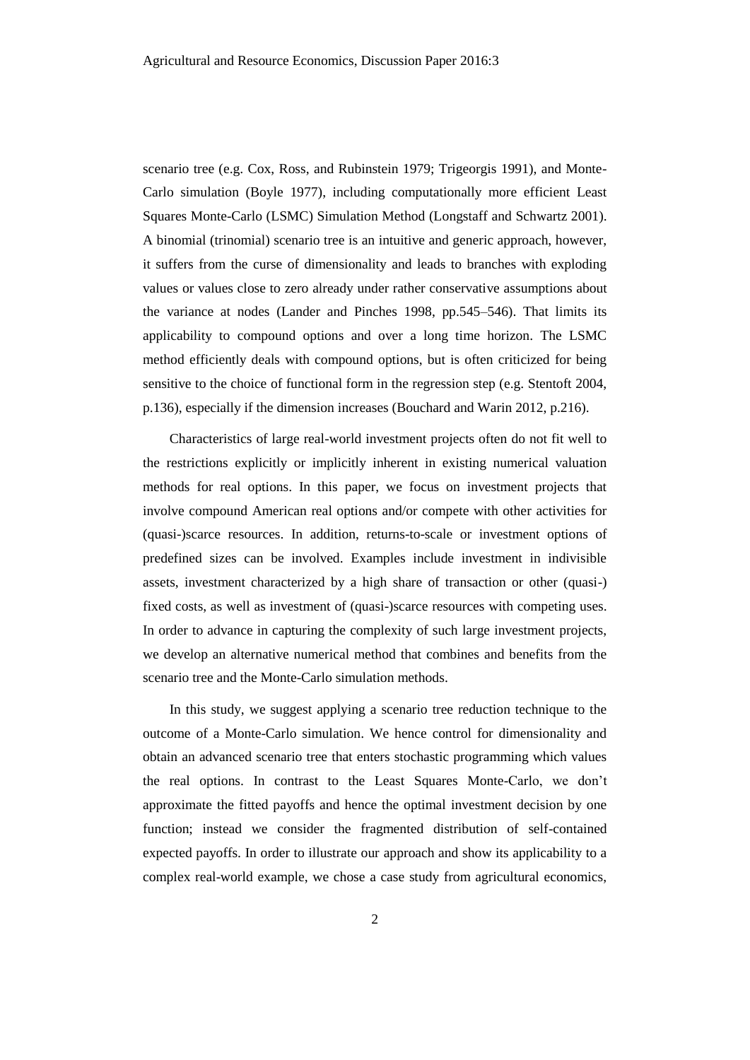scenario tree (e.g. Cox, Ross, and Rubinstein 1979; Trigeorgis 1991), and Monte-Carlo simulation (Boyle 1977), including computationally more efficient Least Squares Monte-Carlo (LSMC) Simulation Method (Longstaff and Schwartz 2001). A binomial (trinomial) scenario tree is an intuitive and generic approach, however, it suffers from the curse of dimensionality and leads to branches with exploding values or values close to zero already under rather conservative assumptions about the variance at nodes (Lander and Pinches 1998, pp.545–546). That limits its applicability to compound options and over a long time horizon. The LSMC method efficiently deals with compound options, but is often criticized for being sensitive to the choice of functional form in the regression step (e.g. Stentoft 2004, p.136), especially if the dimension increases (Bouchard and Warin 2012, p.216).

Characteristics of large real-world investment projects often do not fit well to the restrictions explicitly or implicitly inherent in existing numerical valuation methods for real options. In this paper, we focus on investment projects that involve compound American real options and/or compete with other activities for (quasi-)scarce resources. In addition, returns-to-scale or investment options of predefined sizes can be involved. Examples include investment in indivisible assets, investment characterized by a high share of transaction or other (quasi-) fixed costs, as well as investment of (quasi-)scarce resources with competing uses. In order to advance in capturing the complexity of such large investment projects, we develop an alternative numerical method that combines and benefits from the scenario tree and the Monte-Carlo simulation methods.

In this study, we suggest applying a scenario tree reduction technique to the outcome of a Monte-Carlo simulation. We hence control for dimensionality and obtain an advanced scenario tree that enters stochastic programming which values the real options. In contrast to the Least Squares Monte-Carlo, we don't approximate the fitted payoffs and hence the optimal investment decision by one function; instead we consider the fragmented distribution of self-contained expected payoffs. In order to illustrate our approach and show its applicability to a complex real-world example, we chose a case study from agricultural economics,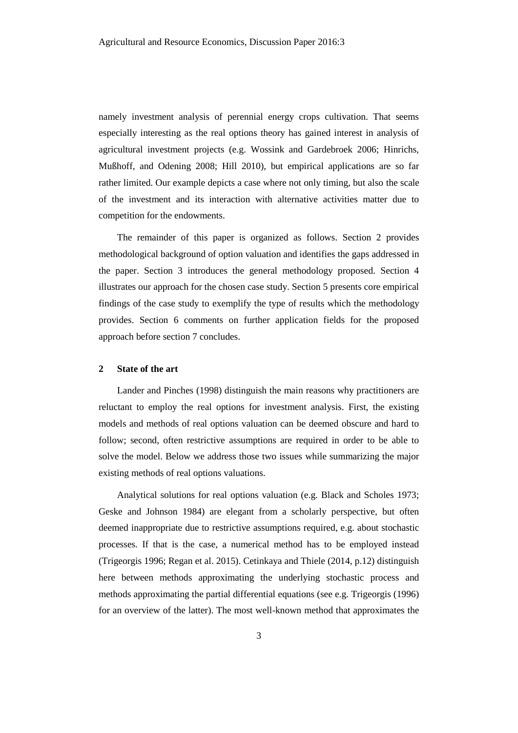namely investment analysis of perennial energy crops cultivation. That seems especially interesting as the real options theory has gained interest in analysis of agricultural investment projects (e.g. Wossink and Gardebroek 2006; Hinrichs, Mußhoff, and Odening 2008; Hill 2010), but empirical applications are so far rather limited. Our example depicts a case where not only timing, but also the scale of the investment and its interaction with alternative activities matter due to competition for the endowments.

The remainder of this paper is organized as follows. Section 2 provides methodological background of option valuation and identifies the gaps addressed in the paper. Section 3 introduces the general methodology proposed. Section 4 illustrates our approach for the chosen case study. Section 5 presents core empirical findings of the case study to exemplify the type of results which the methodology provides. Section 6 comments on further application fields for the proposed approach before section 7 concludes.

## 2 State of the art

Lander and Pinches (1998) distinguish the main reasons why practitioners are reluctant to employ the real options for investment analysis. First, the existing models and methods of real options valuation can be deemed obscure and hard to follow; second, often restrictive assumptions are required in order to be able to solve the model. Below we address those two issues while summarizing the major existing methods of real options valuations.

Analytical solutions for real options valuation (e.g. Black and Scholes 1973; Geske and Johnson 1984) are elegant from a scholarly perspective, but often deemed inappropriate due to restrictive assumptions required, e.g. about stochastic processes. If that is the case, a numerical method has to be employed instead (Trigeorgis 1996; Regan et al. 2015). Cetinkaya and Thiele (2014, p.12) distinguish here between methods approximating the underlying stochastic process and methods approximating the partial differential equations (see e.g. Trigeorgis (1996) for an overview of the latter). The most well-known method that approximates the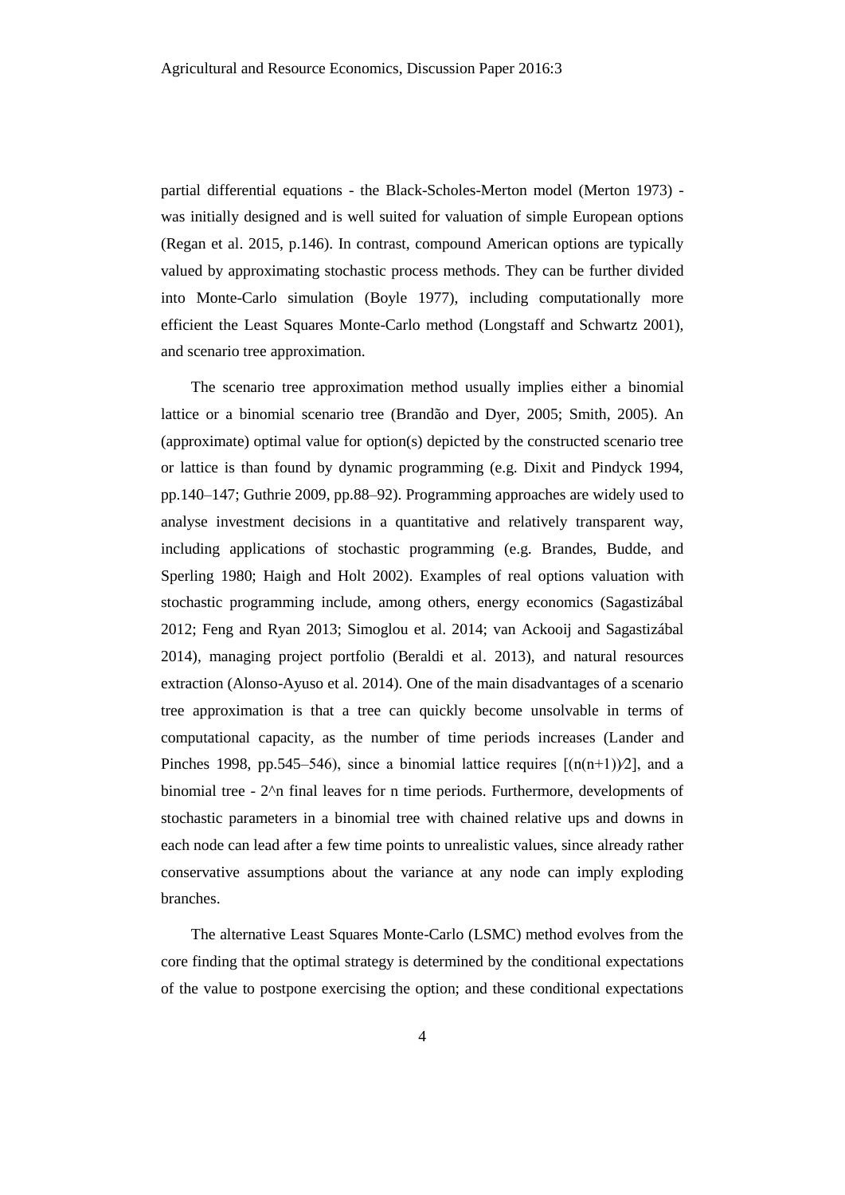partial differential equations - the Black-Scholes-Merton model (Merton 1973) - was initially designed and is well suited for valuation of simple European options (Regan et al. 2015, p.146). In contrast, compound American options are typically valued by approximating stochastic process methods. They can be further divided into Monte-Carlo simulation (Boyle 1977), including computationally more efficient the Least Squares Monte-Carlo method (Longstaff and Schwartz 2001), and scenario tree approximation.

The scenario tree approximation method usually implies either a binomial lattice or a binomial scenario tree (Brandão and Dyer, 2005; Smith, 2005). An (approximate) optimal value for option(s) depicted by the constructed scenario tree or lattice is than found by dynamic programming (e.g. Dixit and Pindyck 1994, pp.140–147; Guthrie 2009, pp.88–92). Programming approaches are widely used to analyse investment decisions in a quantitative and relatively transparent way, including applications of stochastic programming (e.g. Brandes, Budde, and Sperling 1980; Haigh and Holt 2002). Examples of real options valuation with stochastic programming include, among others, energy economics (Sagastizábal 2012; Feng and Ryan 2013; Simoglou et al. 2014; van Ackooij and Sagastizábal 2014), managing project portfolio (Beraldi et al. 2013), and natural resources extraction (Alonso-Ayuso et al. 2014). One of the main disadvantages of a scenario tree approximation is that a tree can quickly become unsolvable in terms of computational capacity, as the number of time periods increases (Lander and Pinches 1998, pp.545–546), since a binomial lattice requires $[(n(n+1))/2]$, and a binomial tree - $2^n$ final leaves for n time periods. Furthermore, developments of stochastic parameters in a binomial tree with chained relative ups and downs in each node can lead after a few time points to unrealistic values, since already rather conservative assumptions about the variance at any node can imply exploding branches.

The alternative Least Squares Monte-Carlo (LSMC) method evolves from the core finding that the optimal strategy is determined by the conditional expectations of the value to postpone exercising the option; and these conditional expectations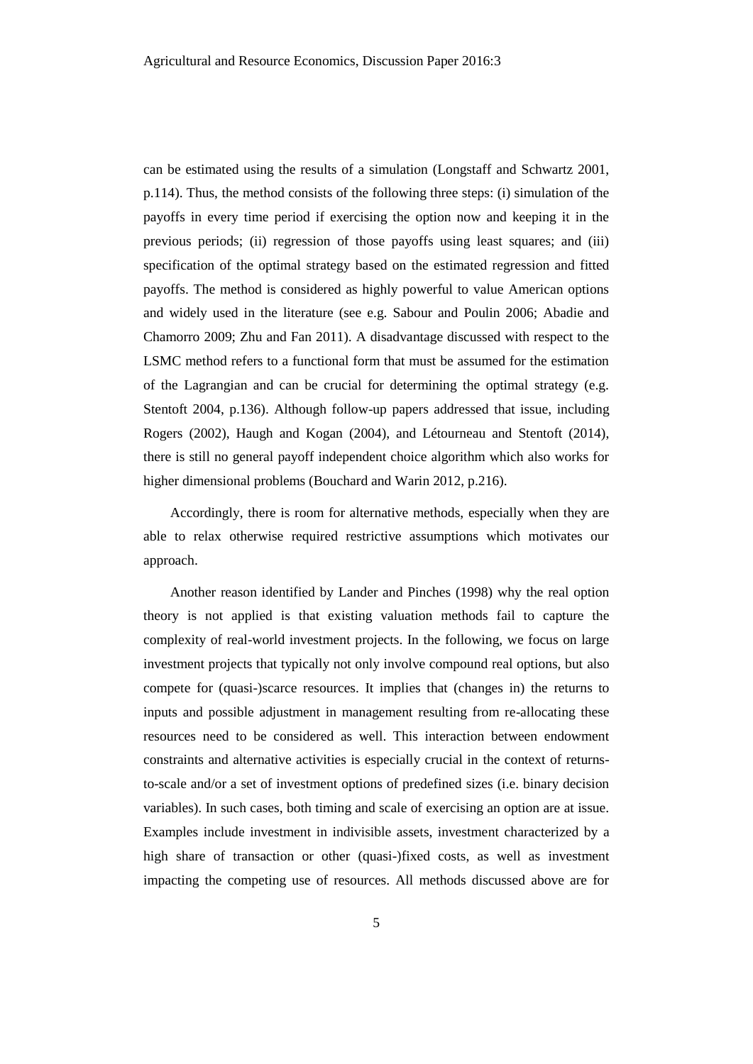can be estimated using the results of a simulation (Longstaff and Schwartz 2001, p.114). Thus, the method consists of the following three steps: (i) simulation of the payoffs in every time period if exercising the option now and keeping it in the previous periods; (ii) regression of those payoffs using least squares; and (iii) specification of the optimal strategy based on the estimated regression and fitted payoffs. The method is considered as highly powerful to value American options and widely used in the literature (see e.g. Sabour and Poulin 2006; Abadie and Chamorro 2009; Zhu and Fan 2011). A disadvantage discussed with respect to the LSMC method refers to a functional form that must be assumed for the estimation of the Lagrangian and can be crucial for determining the optimal strategy (e.g. Stentoft 2004, p.136). Although follow-up papers addressed that issue, including Rogers (2002), Haugh and Kogan (2004), and Létourneau and Stentoft (2014), there is still no general payoff independent choice algorithm which also works for higher dimensional problems (Bouchard and Warin 2012, p.216).

Accordingly, there is room for alternative methods, especially when they are able to relax otherwise required restrictive assumptions which motivates our approach.

Another reason identified by Lander and Pinches (1998) why the real option theory is not applied is that existing valuation methods fail to capture the complexity of real-world investment projects. In the following, we focus on large investment projects that typically not only involve compound real options, but also compete for (quasi-)scarce resources. It implies that (changes in) the returns to inputs and possible adjustment in management resulting from re-allocating these resources need to be considered as well. This interaction between endowment constraints and alternative activities is especially crucial in the context of returns-to-scale and/or a set of investment options of predefined sizes (i.e. binary decision variables). In such cases, both timing and scale of exercising an option are at issue. Examples include investment in indivisible assets, investment characterized by a high share of transaction or other (quasi-)fixed costs, as well as investment impacting the competing use of resources. All methods discussed above are for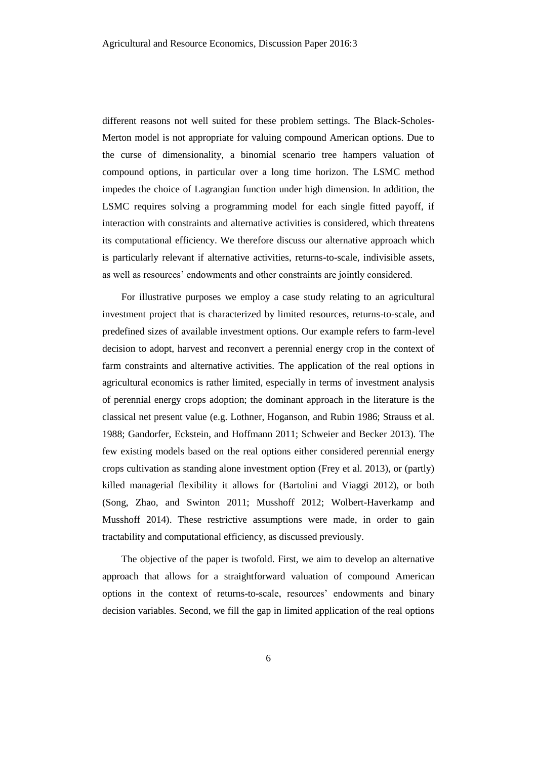different reasons not well suited for these problem settings. The Black-Scholes-Merton model is not appropriate for valuing compound American options. Due to the curse of dimensionality, a binomial scenario tree hampers valuation of compound options, in particular over a long time horizon. The LSMC method impedes the choice of Lagrangian function under high dimension. In addition, the LSMC requires solving a programming model for each single fitted payoff, if interaction with constraints and alternative activities is considered, which threatens its computational efficiency. We therefore discuss our alternative approach which is particularly relevant if alternative activities, returns-to-scale, indivisible assets, as well as resources' endowments and other constraints are jointly considered.

For illustrative purposes we employ a case study relating to an agricultural investment project that is characterized by limited resources, returns-to-scale, and predefined sizes of available investment options. Our example refers to farm-level decision to adopt, harvest and reconvert a perennial energy crop in the context of farm constraints and alternative activities. The application of the real options in agricultural economics is rather limited, especially in terms of investment analysis of perennial energy crops adoption; the dominant approach in the literature is the classical net present value (e.g. Lothner, Hoganson, and Rubin 1986; Strauss et al. 1988; Gandorfer, Eckstein, and Hoffmann 2011; Schweier and Becker 2013). The few existing models based on the real options either considered perennial energy crops cultivation as standing alone investment option (Frey et al. 2013), or (partly) killed managerial flexibility it allows for (Bartolini and Viaggi 2012), or both (Song, Zhao, and Swinton 2011; Musshoff 2012; Wolbert-Haverkamp and Musshoff 2014). These restrictive assumptions were made, in order to gain tractability and computational efficiency, as discussed previously.

The objective of the paper is twofold. First, we aim to develop an alternative approach that allows for a straightforward valuation of compound American options in the context of returns-to-scale, resources' endowments and binary decision variables. Second, we fill the gap in limited application of the real options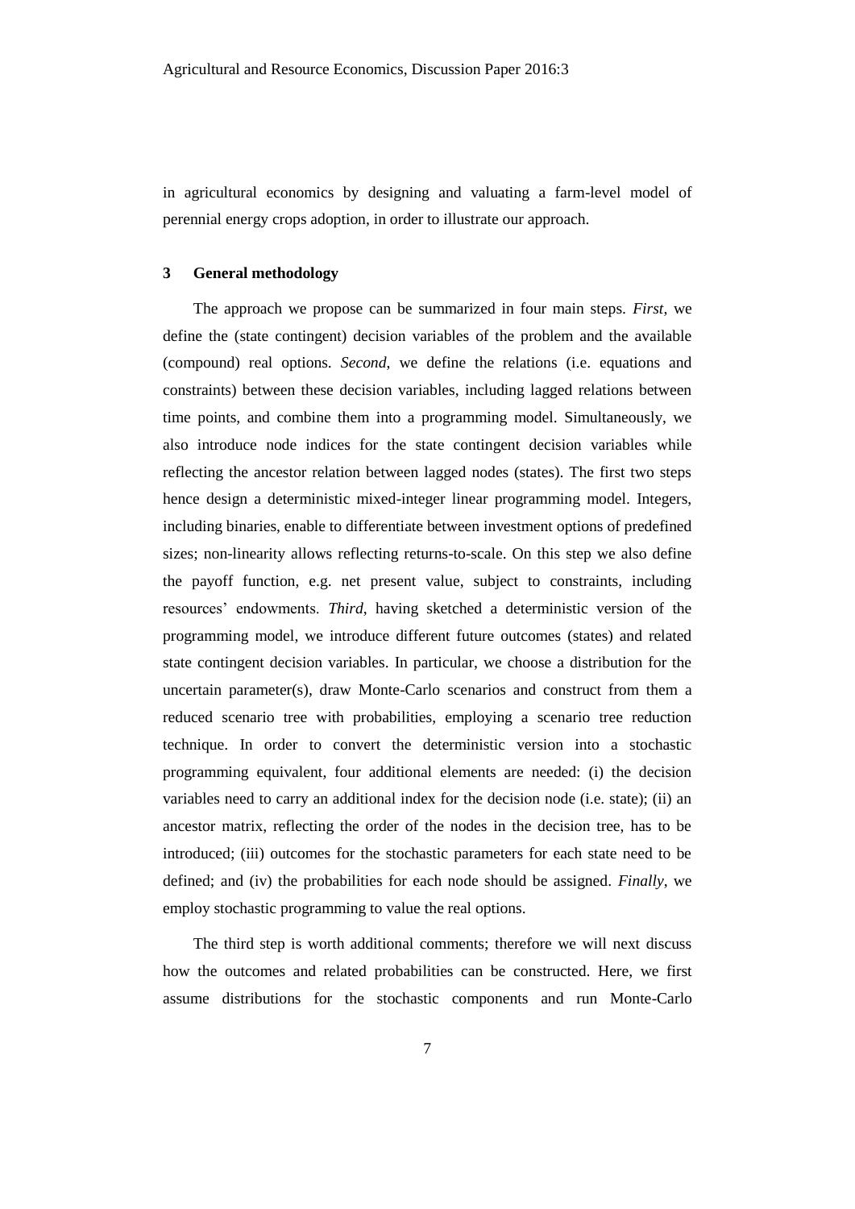in agricultural economics by designing and valuating a farm-level model of perennial energy crops adoption, in order to illustrate our approach.

## 3 General methodology

The approach we propose can be summarized in four main steps. *First*, we define the (state contingent) decision variables of the problem and the available (compound) real options. *Second*, we define the relations (i.e. equations and constraints) between these decision variables, including lagged relations between time points, and combine them into a programming model. Simultaneously, we also introduce node indices for the state contingent decision variables while reflecting the ancestor relation between lagged nodes (states). The first two steps hence design a deterministic mixed-integer linear programming model. Integers, including binaries, enable to differentiate between investment options of predefined sizes; non-linearity allows reflecting returns-to-scale. On this step we also define the payoff function, e.g. net present value, subject to constraints, including resources' endowments. *Third*, having sketched a deterministic version of the programming model, we introduce different future outcomes (states) and related state contingent decision variables. In particular, we choose a distribution for the uncertain parameter(s), draw Monte-Carlo scenarios and construct from them a reduced scenario tree with probabilities, employing a scenario tree reduction technique. In order to convert the deterministic version into a stochastic programming equivalent, four additional elements are needed: (i) the decision variables need to carry an additional index for the decision node (i.e. state); (ii) an ancestor matrix, reflecting the order of the nodes in the decision tree, has to be introduced; (iii) outcomes for the stochastic parameters for each state need to be defined; and (iv) the probabilities for each node should be assigned. *Finally*, we employ stochastic programming to value the real options.

The third step is worth additional comments; therefore we will next discuss how the outcomes and related probabilities can be constructed. Here, we first assume distributions for the stochastic components and run Monte-Carlo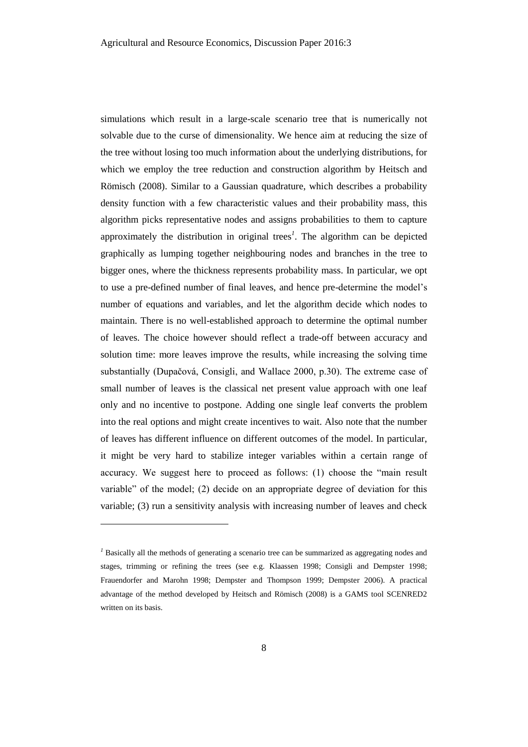simulations which result in a large-scale scenario tree that is numerically not solvable due to the curse of dimensionality. We hence aim at reducing the size of the tree without losing too much information about the underlying distributions, for which we employ the tree reduction and construction algorithm by Heitsch and Römisch (2008). Similar to a Gaussian quadrature, which describes a probability density function with a few characteristic values and their probability mass, this algorithm picks representative nodes and assigns probabilities to them to capture approximately the distribution in original trees[1]. The algorithm can be depicted graphically as lumping together neighbouring nodes and branches in the tree to bigger ones, where the thickness represents probability mass. In particular, we opt to use a pre-defined number of final leaves, and hence pre-determine the model's number of equations and variables, and let the algorithm decide which nodes to maintain. There is no well-established approach to determine the optimal number of leaves. The choice however should reflect a trade-off between accuracy and solution time: more leaves improve the results, while increasing the solving time substantially (Dupačová, Consigli, and Wallace 2000, p.30). The extreme case of small number of leaves is the classical net present value approach with one leaf only and no incentive to postpone. Adding one single leaf converts the problem into the real options and might create incentives to wait. Also note that the number of leaves has different influence on different outcomes of the model. In particular, it might be very hard to stabilize integer variables within a certain range of accuracy. We suggest here to proceed as follows: (1) choose the "main result variable" of the model; (2) decide on an appropriate degree of deviation for this variable; (3) run a sensitivity analysis with increasing number of leaves and check

---

[1] Basically all the methods of generating a scenario tree can be summarized as aggregating nodes and stages, trimming or refining the trees (see e.g. Klaassen 1998; Consigli and Dempster 1998; Frauendorfer and Marohn 1998; Dempster and Thompson 1999; Dempster 2006). A practical advantage of the method developed by Heitsch and Römisch (2008) is a GAMS tool SCENRED2 written on its basis.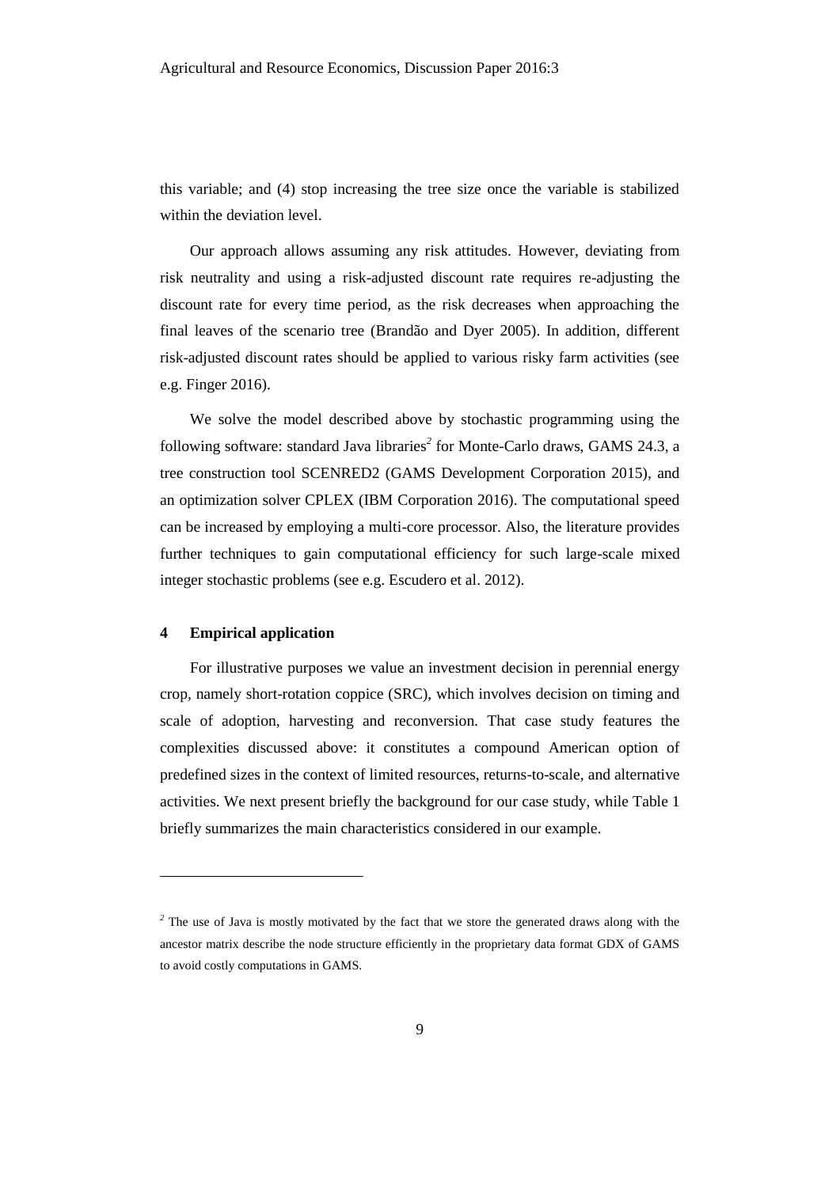this variable; and (4) stop increasing the tree size once the variable is stabilized within the deviation level.

Our approach allows assuming any risk attitudes. However, deviating from risk neutrality and using a risk-adjusted discount rate requires re-adjusting the discount rate for every time period, as the risk decreases when approaching the final leaves of the scenario tree (Brandão and Dyer 2005). In addition, different risk-adjusted discount rates should be applied to various risky farm activities (see e.g. Finger 2016).

We solve the model described above by stochastic programming using the following software: standard Java libraries[2] for Monte-Carlo draws, GAMS 24.3, a tree construction tool SCENRED2 (GAMS Development Corporation 2015), and an optimization solver CPLEX (IBM Corporation 2016). The computational speed can be increased by employing a multi-core processor. Also, the literature provides further techniques to gain computational efficiency for such large-scale mixed integer stochastic problems (see e.g. Escudero et al. 2012).

## 4 Empirical application

For illustrative purposes we value an investment decision in perennial energy crop, namely short-rotation coppice (SRC), which involves decision on timing and scale of adoption, harvesting and reconversion. That case study features the complexities discussed above: it constitutes a compound American option of predefined sizes in the context of limited resources, returns-to-scale, and alternative activities. We next present briefly the background for our case study, while Table 1 briefly summarizes the main characteristics considered in our example.

---

[2] The use of Java is mostly motivated by the fact that we store the generated draws along with the ancestor matrix describe the node structure efficiently in the proprietary data format GDX of GAMS to avoid costly computations in GAMS.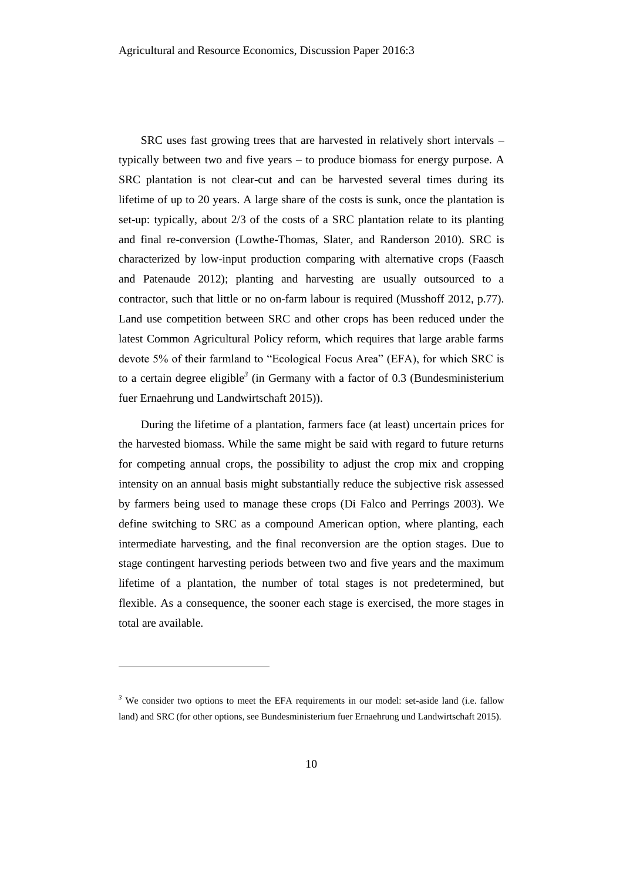SRC uses fast growing trees that are harvested in relatively short intervals – typically between two and five years – to produce biomass for energy purpose. A SRC plantation is not clear-cut and can be harvested several times during its lifetime of up to 20 years. A large share of the costs is sunk, once the plantation is set-up: typically, about 2/3 of the costs of a SRC plantation relate to its planting and final re-conversion (Lowthe-Thomas, Slater, and Randerson 2010). SRC is characterized by low-input production comparing with alternative crops (Faasch and Patenaude 2012); planting and harvesting are usually outsourced to a contractor, such that little or no on-farm labour is required (Musshoff 2012, p.77). Land use competition between SRC and other crops has been reduced under the latest Common Agricultural Policy reform, which requires that large arable farms devote 5% of their farmland to "Ecological Focus Area" (EFA), for which SRC is to a certain degree eligible[3] (in Germany with a factor of 0.3 (Bundesministerium fuer Ernaehrung und Landwirtschaft 2015)).

During the lifetime of a plantation, farmers face (at least) uncertain prices for the harvested biomass. While the same might be said with regard to future returns for competing annual crops, the possibility to adjust the crop mix and cropping intensity on an annual basis might substantially reduce the subjective risk assessed by farmers being used to manage these crops (Di Falco and Perrings 2003). We define switching to SRC as a compound American option, where planting, each intermediate harvesting, and the final reconversion are the option stages. Due to stage contingent harvesting periods between two and five years and the maximum lifetime of a plantation, the number of total stages is not predetermined, but flexible. As a consequence, the sooner each stage is exercised, the more stages in total are available.

---

[3] We consider two options to meet the EFA requirements in our model: set-aside land (i.e. fallow land) and SRC (for other options, see Bundesministerium fuer Ernaehrung und Landwirtschaft 2015).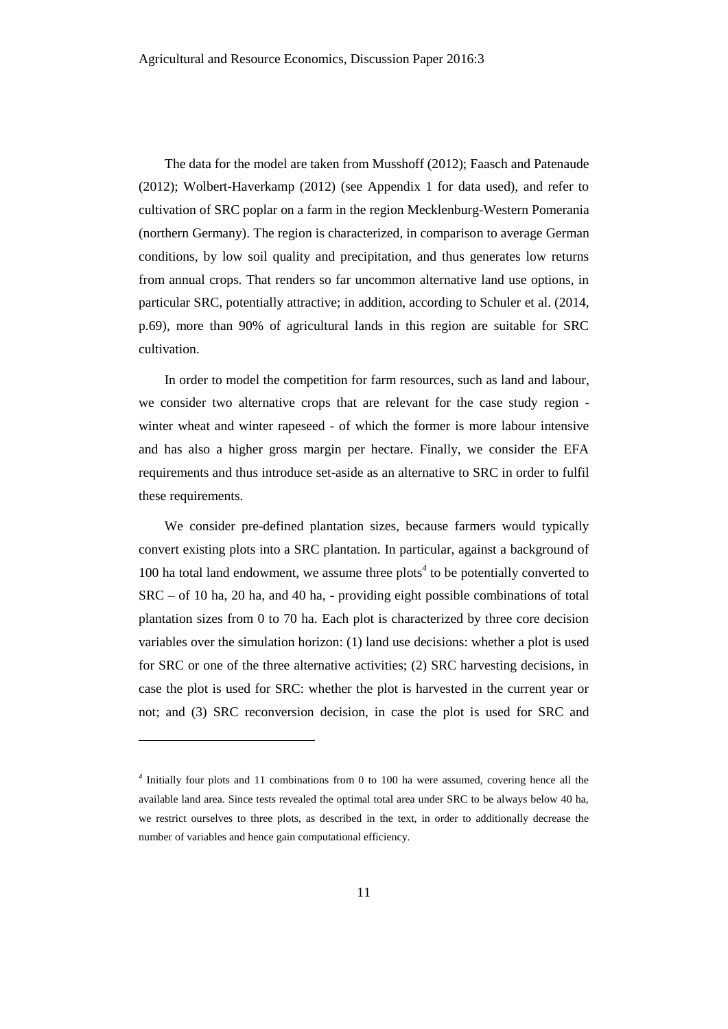The data for the model are taken from Musshoff (2012); Faasch and Patenaude (2012); Wolbert-Haverkamp (2012) (see Appendix 1 for data used), and refer to cultivation of SRC poplar on a farm in the region Mecklenburg-Western Pomerania (northern Germany). The region is characterized, in comparison to average German conditions, by low soil quality and precipitation, and thus generates low returns from annual crops. That renders so far uncommon alternative land use options, in particular SRC, potentially attractive; in addition, according to Schuler et al. (2014, p.69), more than 90% of agricultural lands in this region are suitable for SRC cultivation.

In order to model the competition for farm resources, such as land and labour, we consider two alternative crops that are relevant for the case study region - winter wheat and winter rapeseed - of which the former is more labour intensive and has also a higher gross margin per hectare. Finally, we consider the EFA requirements and thus introduce set-aside as an alternative to SRC in order to fulfil these requirements.

We consider pre-defined plantation sizes, because farmers would typically convert existing plots into a SRC plantation. In particular, against a background of 100 ha total land endowment, we assume three plots[4] to be potentially converted to SRC – of 10 ha, 20 ha, and 40 ha, - providing eight possible combinations of total plantation sizes from 0 to 70 ha. Each plot is characterized by three core decision variables over the simulation horizon: (1) land use decisions: whether a plot is used for SRC or one of the three alternative activities; (2) SRC harvesting decisions, in case the plot is used for SRC: whether the plot is harvested in the current year or not; and (3) SRC reconversion decision, in case the plot is used for SRC and

[4] Initially four plots and 11 combinations from 0 to 100 ha were assumed, covering hence all the available land area. Since tests revealed the optimal total area under SRC to be always below 40 ha, we restrict ourselves to three plots, as described in the text, in order to additionally decrease the number of variables and hence gain computational efficiency.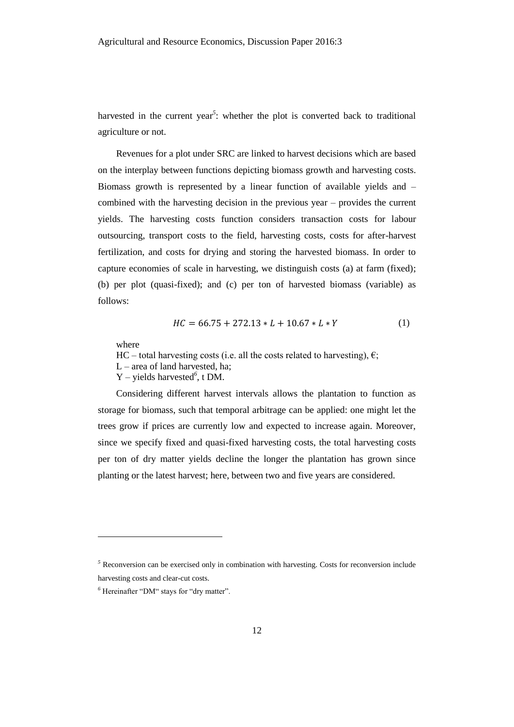harvested in the current year[5]: whether the plot is converted back to traditional agriculture or not.

Revenues for a plot under SRC are linked to harvest decisions which are based on the interplay between functions depicting biomass growth and harvesting costs. Biomass growth is represented by a linear function of available yields and – combined with the harvesting decision in the previous year – provides the current yields. The harvesting costs function considers transaction costs for labour outsourcing, transport costs to the field, harvesting costs, costs for after-harvest fertilization, and costs for drying and storing the harvested biomass. In order to capture economies of scale in harvesting, we distinguish costs (a) at farm (fixed); (b) per plot (quasi-fixed); and (c) per ton of harvested biomass (variable) as follows:

$$HC = 66.75 + 272.13 * L + 10.67 * L * Y \tag{1}$$

where

HC – total harvesting costs (i.e. all the costs related to harvesting), €;
L – area of land harvested, ha;
Y – yields harvested[6], t DM.

Considering different harvest intervals allows the plantation to function as storage for biomass, such that temporal arbitrage can be applied: one might let the trees grow if prices are currently low and expected to increase again. Moreover, since we specify fixed and quasi-fixed harvesting costs, the total harvesting costs per ton of dry matter yields decline the longer the plantation has grown since planting or the latest harvest; here, between two and five years are considered.

---

[5] Reconversion can be exercised only in combination with harvesting. Costs for reconversion include harvesting costs and clear-cut costs.

[6] Hereinafter "DM" stays for "dry matter".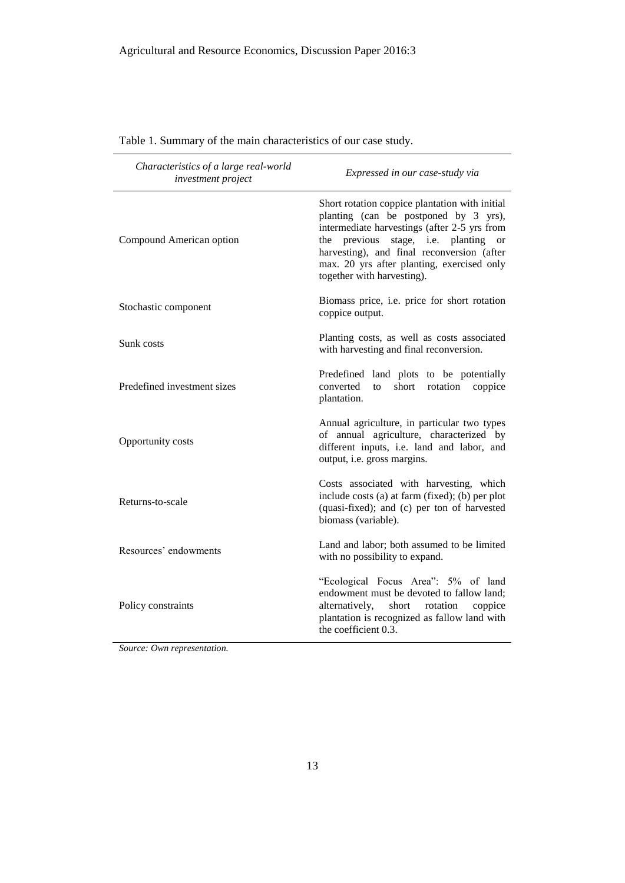Table 1. Summary of the main characteristics of our case study.

| *Characteristics of a large real-world investment project* | *Expressed in our case-study via* |
|---|---|
| Compound American option | Short rotation coppice plantation with initial planting (can be postponed by 3 yrs), intermediate harvestings (after 2-5 yrs from the previous stage, i.e. planting or harvesting), and final reconversion (after max. 20 yrs after planting, exercised only together with harvesting). |
| Stochastic component | Biomass price, i.e. price for short rotation coppice output. |
| Sunk costs | Planting costs, as well as costs associated with harvesting and final reconversion. |
| Predefined investment sizes | Predefined land plots to be potentially converted to short rotation coppice plantation. |
| Opportunity costs | Annual agriculture, in particular two types of annual agriculture, characterized by different inputs, i.e. land and labor, and output, i.e. gross margins. |
| Returns-to-scale | Costs associated with harvesting, which include costs (a) at farm (fixed); (b) per plot (quasi-fixed); and (c) per ton of harvested biomass (variable). |
| Resources' endowments | Land and labor; both assumed to be limited with no possibility to expand. |
| Policy constraints | "Ecological Focus Area": 5% of land endowment must be devoted to fallow land; alternatively, short rotation coppice plantation is recognized as fallow land with the coefficient 0.3. |

*Source: Own representation.*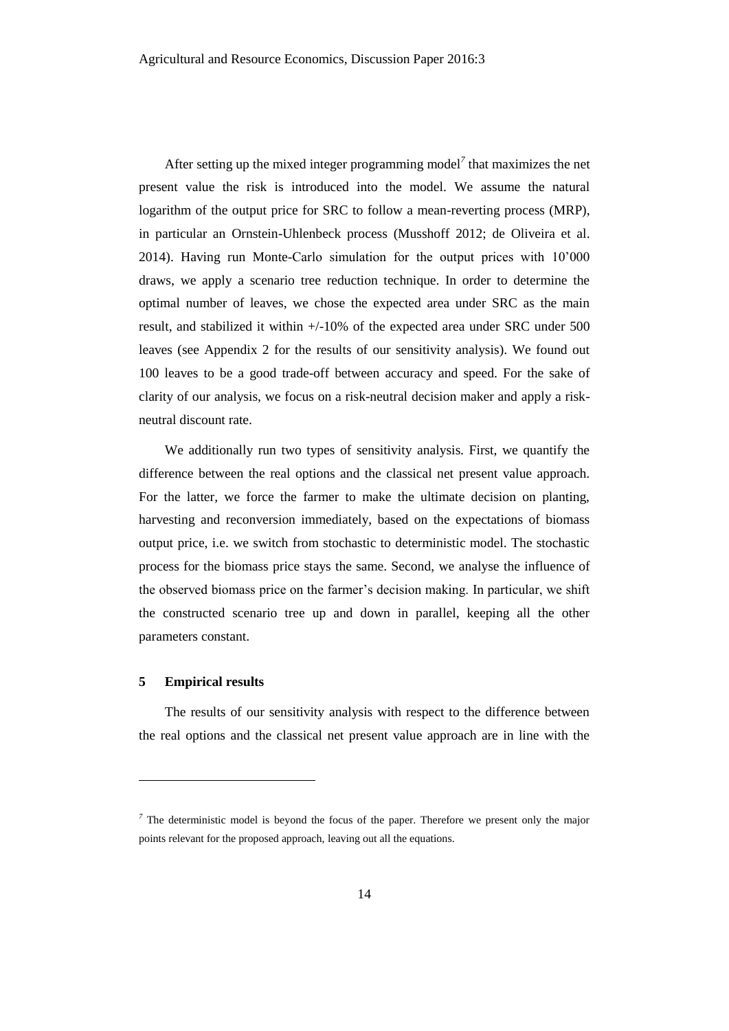After setting up the mixed integer programming model[7] that maximizes the net present value the risk is introduced into the model. We assume the natural logarithm of the output price for SRC to follow a mean-reverting process (MRP), in particular an Ornstein-Uhlenbeck process (Musshoff 2012; de Oliveira et al. 2014). Having run Monte-Carlo simulation for the output prices with 10'000 draws, we apply a scenario tree reduction technique. In order to determine the optimal number of leaves, we chose the expected area under SRC as the main result, and stabilized it within +/-10% of the expected area under SRC under 500 leaves (see Appendix 2 for the results of our sensitivity analysis). We found out 100 leaves to be a good trade-off between accuracy and speed. For the sake of clarity of our analysis, we focus on a risk-neutral decision maker and apply a risk-neutral discount rate.

We additionally run two types of sensitivity analysis. First, we quantify the difference between the real options and the classical net present value approach. For the latter, we force the farmer to make the ultimate decision on planting, harvesting and reconversion immediately, based on the expectations of biomass output price, i.e. we switch from stochastic to deterministic model. The stochastic process for the biomass price stays the same. Second, we analyse the influence of the observed biomass price on the farmer's decision making. In particular, we shift the constructed scenario tree up and down in parallel, keeping all the other parameters constant.

## 5 Empirical results

The results of our sensitivity analysis with respect to the difference between the real options and the classical net present value approach are in line with the

[7] The deterministic model is beyond the focus of the paper. Therefore we present only the major points relevant for the proposed approach, leaving out all the equations.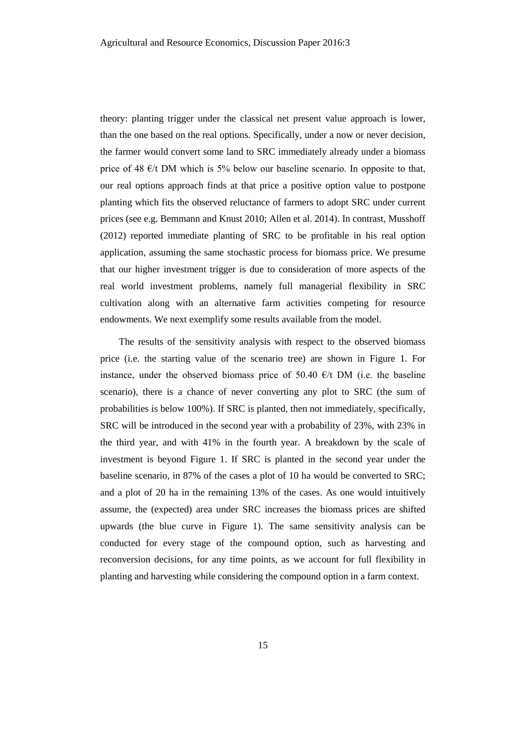theory: planting trigger under the classical net present value approach is lower, than the one based on the real options. Specifically, under a now or never decision, the farmer would convert some land to SRC immediately already under a biomass price of 48 €/t DM which is 5% below our baseline scenario. In opposite to that, our real options approach finds at that price a positive option value to postpone planting which fits the observed reluctance of farmers to adopt SRC under current prices (see e.g. Bemmann and Knust 2010; Allen et al. 2014). In contrast, Musshoff (2012) reported immediate planting of SRC to be profitable in his real option application, assuming the same stochastic process for biomass price. We presume that our higher investment trigger is due to consideration of more aspects of the real world investment problems, namely full managerial flexibility in SRC cultivation along with an alternative farm activities competing for resource endowments. We next exemplify some results available from the model.

The results of the sensitivity analysis with respect to the observed biomass price (i.e. the starting value of the scenario tree) are shown in Figure 1. For instance, under the observed biomass price of 50.40 €/t DM (i.e. the baseline scenario), there is a chance of never converting any plot to SRC (the sum of probabilities is below 100%). If SRC is planted, then not immediately, specifically, SRC will be introduced in the second year with a probability of 23%, with 23% in the third year, and with 41% in the fourth year. A breakdown by the scale of investment is beyond Figure 1. If SRC is planted in the second year under the baseline scenario, in 87% of the cases a plot of 10 ha would be converted to SRC; and a plot of 20 ha in the remaining 13% of the cases. As one would intuitively assume, the (expected) area under SRC increases the biomass prices are shifted upwards (the blue curve in Figure 1). The same sensitivity analysis can be conducted for every stage of the compound option, such as harvesting and reconversion decisions, for any time points, as we account for full flexibility in planting and harvesting while considering the compound option in a farm context.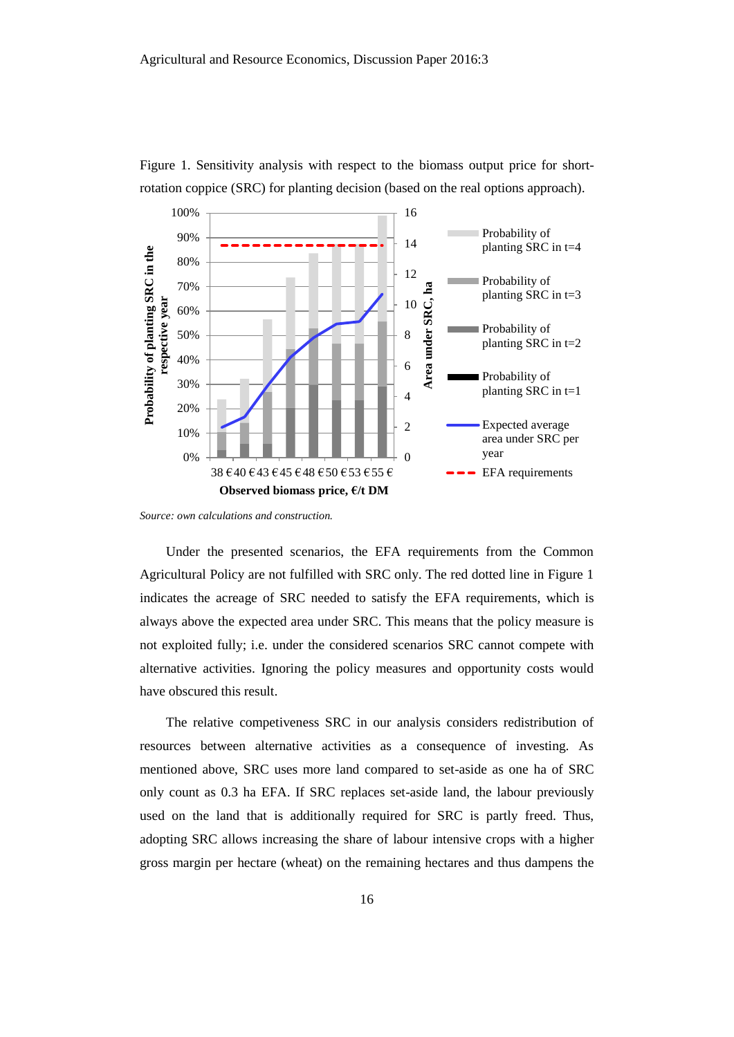Figure 1. Sensitivity analysis with respect to the biomass output price for short-rotation coppice (SRC) for planting decision (based on the real options approach).

Probability of planting SRC in the respective year

100%
90%
80%
70%
60%
50%
40%
30%
20%
10%
0%

Area under SRC, ha

16
14
12
10
8
6
4
2
0

38 €40 €43 €45 €48 €50 €53 €55 €

Observed biomass price, €/t DM

Probability of planting SRC in t=4

Probability of planting SRC in t=3

Probability of planting SRC in t=2

Probability of planting SRC in t=1

Expected average area under SRC per year

EFA requirements

*Source: own calculations and construction.*

Under the presented scenarios, the EFA requirements from the Common Agricultural Policy are not fulfilled with SRC only. The red dotted line in Figure 1 indicates the acreage of SRC needed to satisfy the EFA requirements, which is always above the expected area under SRC. This means that the policy measure is not exploited fully; i.e. under the considered scenarios SRC cannot compete with alternative activities. Ignoring the policy measures and opportunity costs would have obscured this result.

The relative competiveness SRC in our analysis considers redistribution of resources between alternative activities as a consequence of investing. As mentioned above, SRC uses more land compared to set-aside as one ha of SRC only count as 0.3 ha EFA. If SRC replaces set-aside land, the labour previously used on the land that is additionally required for SRC is partly freed. Thus, adopting SRC allows increasing the share of labour intensive crops with a higher gross margin per hectare (wheat) on the remaining hectares and thus dampens the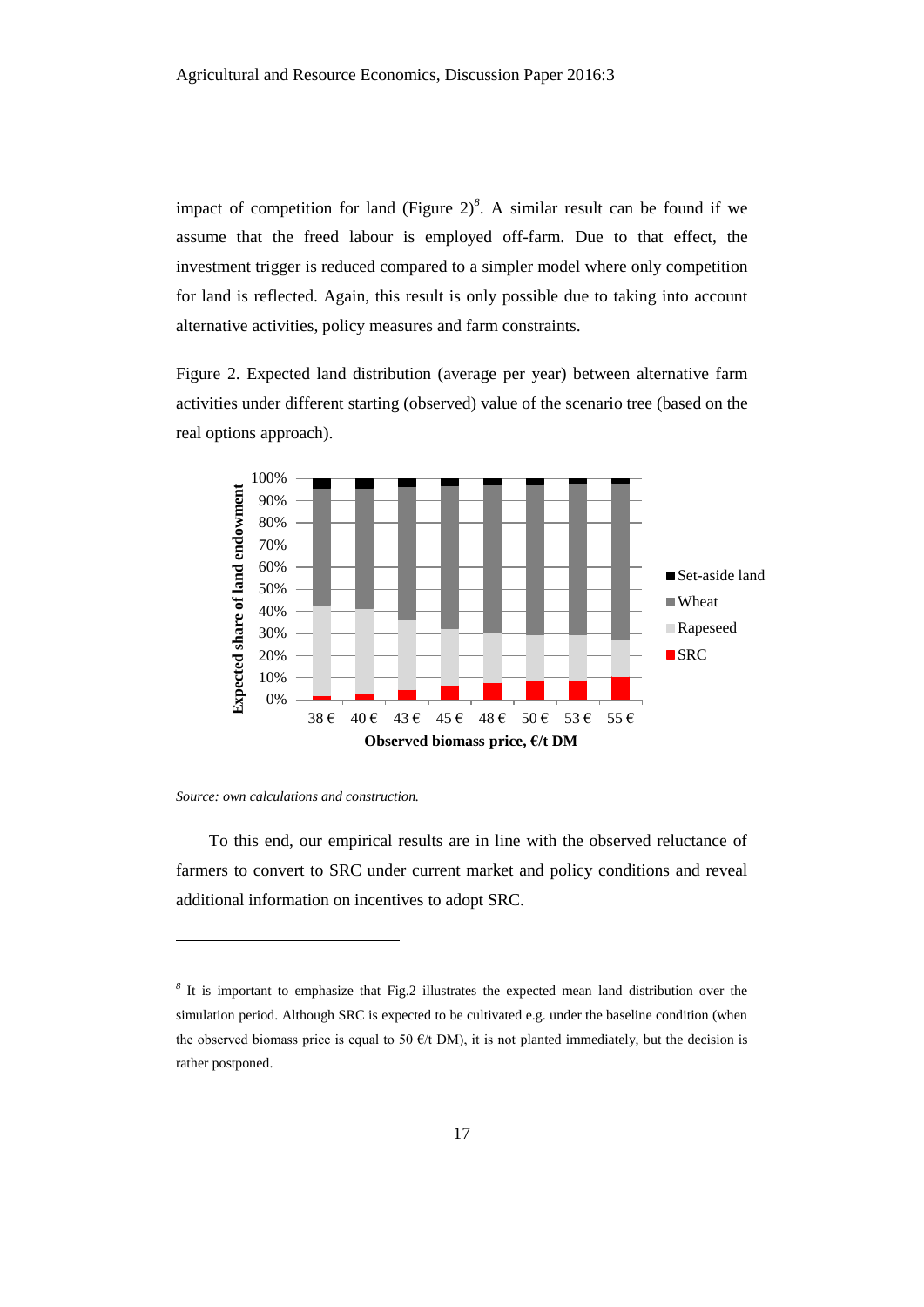impact of competition for land (Figure 2)[8]. A similar result can be found if we assume that the freed labour is employed off-farm. Due to that effect, the investment trigger is reduced compared to a simpler model where only competition for land is reflected. Again, this result is only possible due to taking into account alternative activities, policy measures and farm constraints.

Figure 2. Expected land distribution (average per year) between alternative farm activities under different starting (observed) value of the scenario tree (based on the real options approach).

Expected share of land endowment

100%
90%
80%
70%
60%
50%
40%
30%
20%
10%
0%

38 € 40 € 43 € 45 € 48 € 50 € 53 € 55 €

Observed biomass price, €/t DM

Set-aside land
Wheat
Rapeseed
SRC

*Source: own calculations and construction.*

To this end, our empirical results are in line with the observed reluctance of farmers to convert to SRC under current market and policy conditions and reveal additional information on incentives to adopt SRC.

---

[8] It is important to emphasize that Fig.2 illustrates the expected mean land distribution over the simulation period. Although SRC is expected to be cultivated e.g. under the baseline condition (when the observed biomass price is equal to 50 €/t DM), it is not planted immediately, but the decision is rather postponed.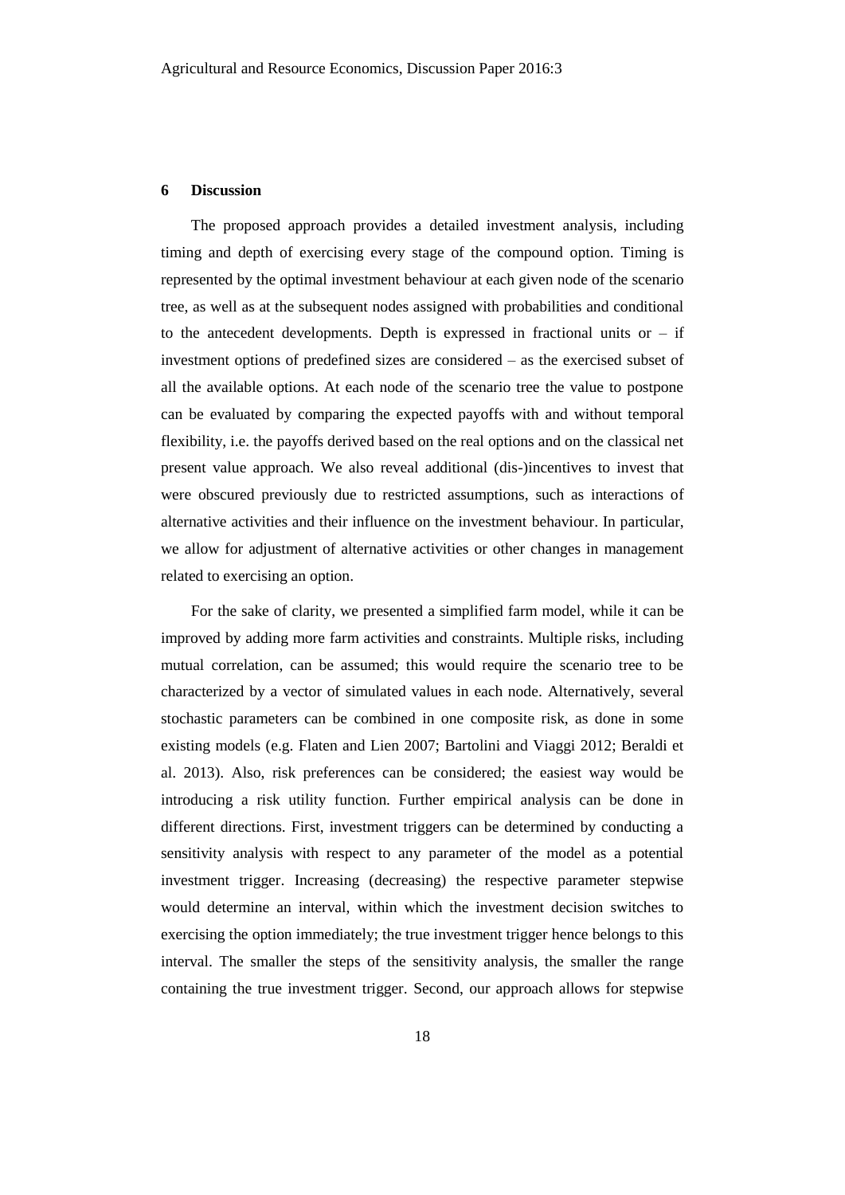## 6 Discussion

The proposed approach provides a detailed investment analysis, including timing and depth of exercising every stage of the compound option. Timing is represented by the optimal investment behaviour at each given node of the scenario tree, as well as at the subsequent nodes assigned with probabilities and conditional to the antecedent developments. Depth is expressed in fractional units or – if investment options of predefined sizes are considered – as the exercised subset of all the available options. At each node of the scenario tree the value to postpone can be evaluated by comparing the expected payoffs with and without temporal flexibility, i.e. the payoffs derived based on the real options and on the classical net present value approach. We also reveal additional (dis-)incentives to invest that were obscured previously due to restricted assumptions, such as interactions of alternative activities and their influence on the investment behaviour. In particular, we allow for adjustment of alternative activities or other changes in management related to exercising an option.

For the sake of clarity, we presented a simplified farm model, while it can be improved by adding more farm activities and constraints. Multiple risks, including mutual correlation, can be assumed; this would require the scenario tree to be characterized by a vector of simulated values in each node. Alternatively, several stochastic parameters can be combined in one composite risk, as done in some existing models (e.g. Flaten and Lien 2007; Bartolini and Viaggi 2012; Beraldi et al. 2013). Also, risk preferences can be considered; the easiest way would be introducing a risk utility function. Further empirical analysis can be done in different directions. First, investment triggers can be determined by conducting a sensitivity analysis with respect to any parameter of the model as a potential investment trigger. Increasing (decreasing) the respective parameter stepwise would determine an interval, within which the investment decision switches to exercising the option immediately; the true investment trigger hence belongs to this interval. The smaller the steps of the sensitivity analysis, the smaller the range containing the true investment trigger. Second, our approach allows for stepwise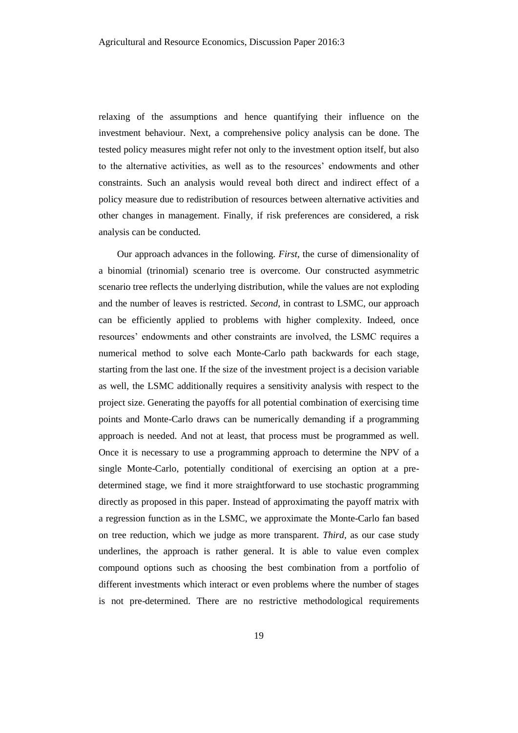relaxing of the assumptions and hence quantifying their influence on the investment behaviour. Next, a comprehensive policy analysis can be done. The tested policy measures might refer not only to the investment option itself, but also to the alternative activities, as well as to the resources' endowments and other constraints. Such an analysis would reveal both direct and indirect effect of a policy measure due to redistribution of resources between alternative activities and other changes in management. Finally, if risk preferences are considered, a risk analysis can be conducted.

Our approach advances in the following. *First*, the curse of dimensionality of a binomial (trinomial) scenario tree is overcome. Our constructed asymmetric scenario tree reflects the underlying distribution, while the values are not exploding and the number of leaves is restricted. *Second*, in contrast to LSMC, our approach can be efficiently applied to problems with higher complexity. Indeed, once resources' endowments and other constraints are involved, the LSMC requires a numerical method to solve each Monte-Carlo path backwards for each stage, starting from the last one. If the size of the investment project is a decision variable as well, the LSMC additionally requires a sensitivity analysis with respect to the project size. Generating the payoffs for all potential combination of exercising time points and Monte-Carlo draws can be numerically demanding if a programming approach is needed. And not at least, that process must be programmed as well. Once it is necessary to use a programming approach to determine the NPV of a single Monte-Carlo, potentially conditional of exercising an option at a pre-determined stage, we find it more straightforward to use stochastic programming directly as proposed in this paper. Instead of approximating the payoff matrix with a regression function as in the LSMC, we approximate the Monte-Carlo fan based on tree reduction, which we judge as more transparent. *Third*, as our case study underlines, the approach is rather general. It is able to value even complex compound options such as choosing the best combination from a portfolio of different investments which interact or even problems where the number of stages is not pre-determined. There are no restrictive methodological requirements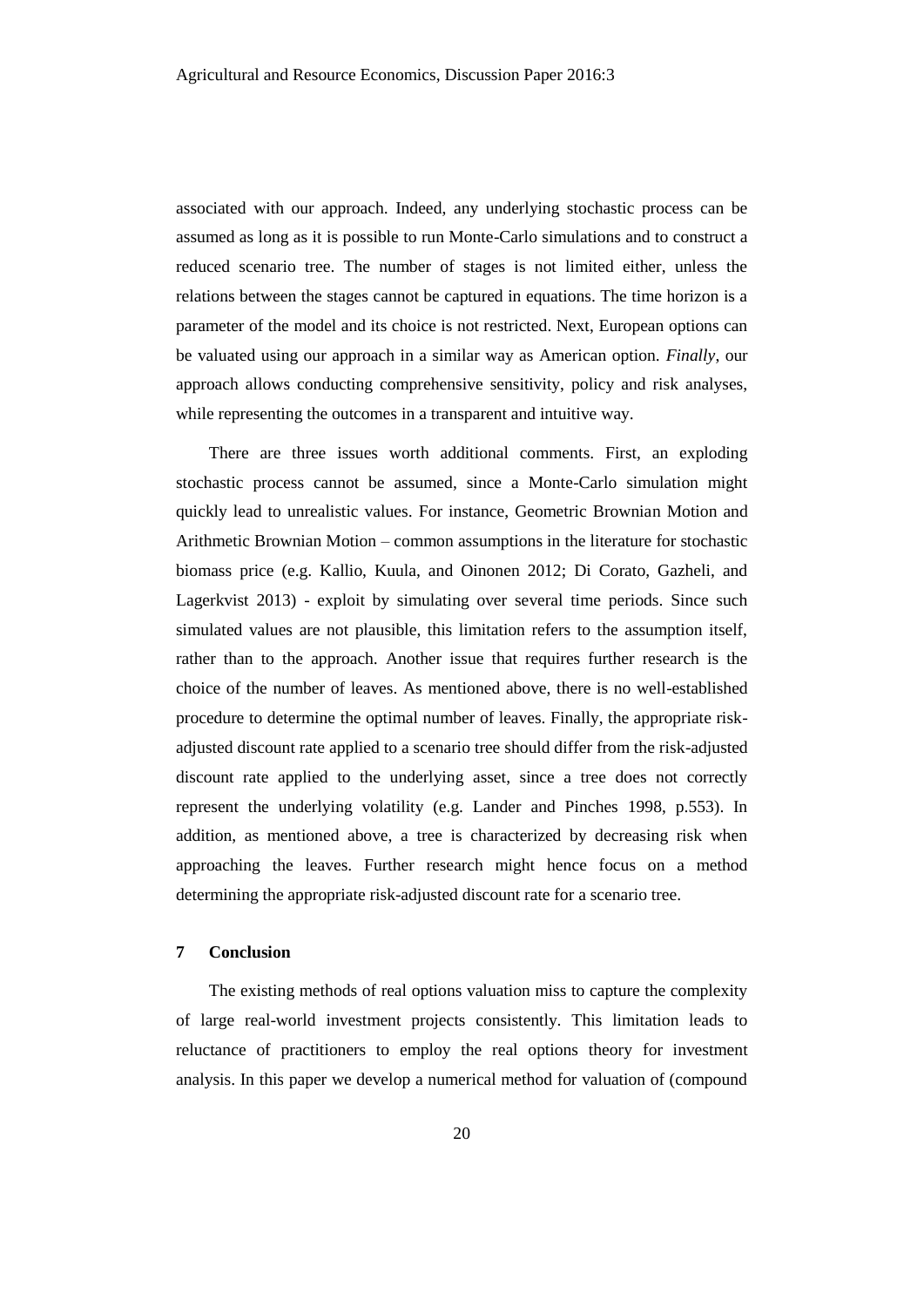associated with our approach. Indeed, any underlying stochastic process can be assumed as long as it is possible to run Monte-Carlo simulations and to construct a reduced scenario tree. The number of stages is not limited either, unless the relations between the stages cannot be captured in equations. The time horizon is a parameter of the model and its choice is not restricted. Next, European options can be valuated using our approach in a similar way as American option. *Finally*, our approach allows conducting comprehensive sensitivity, policy and risk analyses, while representing the outcomes in a transparent and intuitive way.

There are three issues worth additional comments. First, an exploding stochastic process cannot be assumed, since a Monte-Carlo simulation might quickly lead to unrealistic values. For instance, Geometric Brownian Motion and Arithmetic Brownian Motion – common assumptions in the literature for stochastic biomass price (e.g. Kallio, Kuula, and Oinonen 2012; Di Corato, Gazheli, and Lagerkvist 2013) - exploit by simulating over several time periods. Since such simulated values are not plausible, this limitation refers to the assumption itself, rather than to the approach. Another issue that requires further research is the choice of the number of leaves. As mentioned above, there is no well-established procedure to determine the optimal number of leaves. Finally, the appropriate risk-adjusted discount rate applied to a scenario tree should differ from the risk-adjusted discount rate applied to the underlying asset, since a tree does not correctly represent the underlying volatility (e.g. Lander and Pinches 1998, p.553). In addition, as mentioned above, a tree is characterized by decreasing risk when approaching the leaves. Further research might hence focus on a method determining the appropriate risk-adjusted discount rate for a scenario tree.

## 7 Conclusion

The existing methods of real options valuation miss to capture the complexity of large real-world investment projects consistently. This limitation leads to reluctance of practitioners to employ the real options theory for investment analysis. In this paper we develop a numerical method for valuation of (compound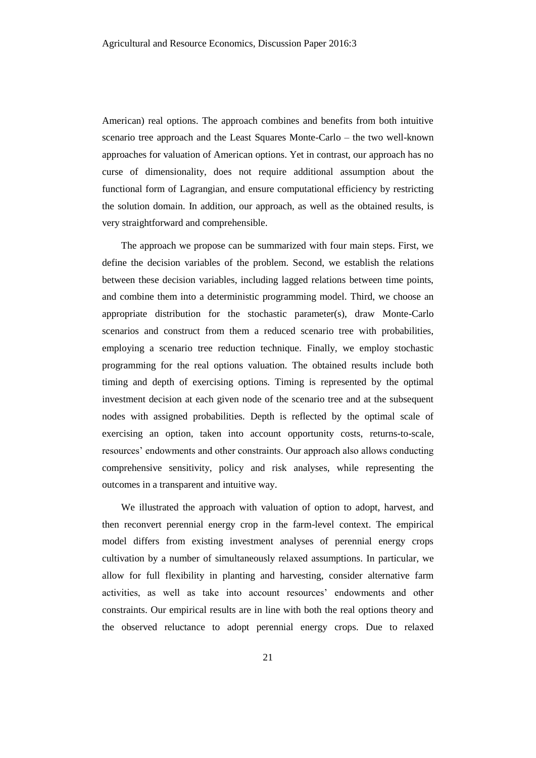American) real options. The approach combines and benefits from both intuitive scenario tree approach and the Least Squares Monte-Carlo – the two well-known approaches for valuation of American options. Yet in contrast, our approach has no curse of dimensionality, does not require additional assumption about the functional form of Lagrangian, and ensure computational efficiency by restricting the solution domain. In addition, our approach, as well as the obtained results, is very straightforward and comprehensible.

The approach we propose can be summarized with four main steps. First, we define the decision variables of the problem. Second, we establish the relations between these decision variables, including lagged relations between time points, and combine them into a deterministic programming model. Third, we choose an appropriate distribution for the stochastic parameter(s), draw Monte-Carlo scenarios and construct from them a reduced scenario tree with probabilities, employing a scenario tree reduction technique. Finally, we employ stochastic programming for the real options valuation. The obtained results include both timing and depth of exercising options. Timing is represented by the optimal investment decision at each given node of the scenario tree and at the subsequent nodes with assigned probabilities. Depth is reflected by the optimal scale of exercising an option, taken into account opportunity costs, returns-to-scale, resources' endowments and other constraints. Our approach also allows conducting comprehensive sensitivity, policy and risk analyses, while representing the outcomes in a transparent and intuitive way.

We illustrated the approach with valuation of option to adopt, harvest, and then reconvert perennial energy crop in the farm-level context. The empirical model differs from existing investment analyses of perennial energy crops cultivation by a number of simultaneously relaxed assumptions. In particular, we allow for full flexibility in planting and harvesting, consider alternative farm activities, as well as take into account resources' endowments and other constraints. Our empirical results are in line with both the real options theory and the observed reluctance to adopt perennial energy crops. Due to relaxed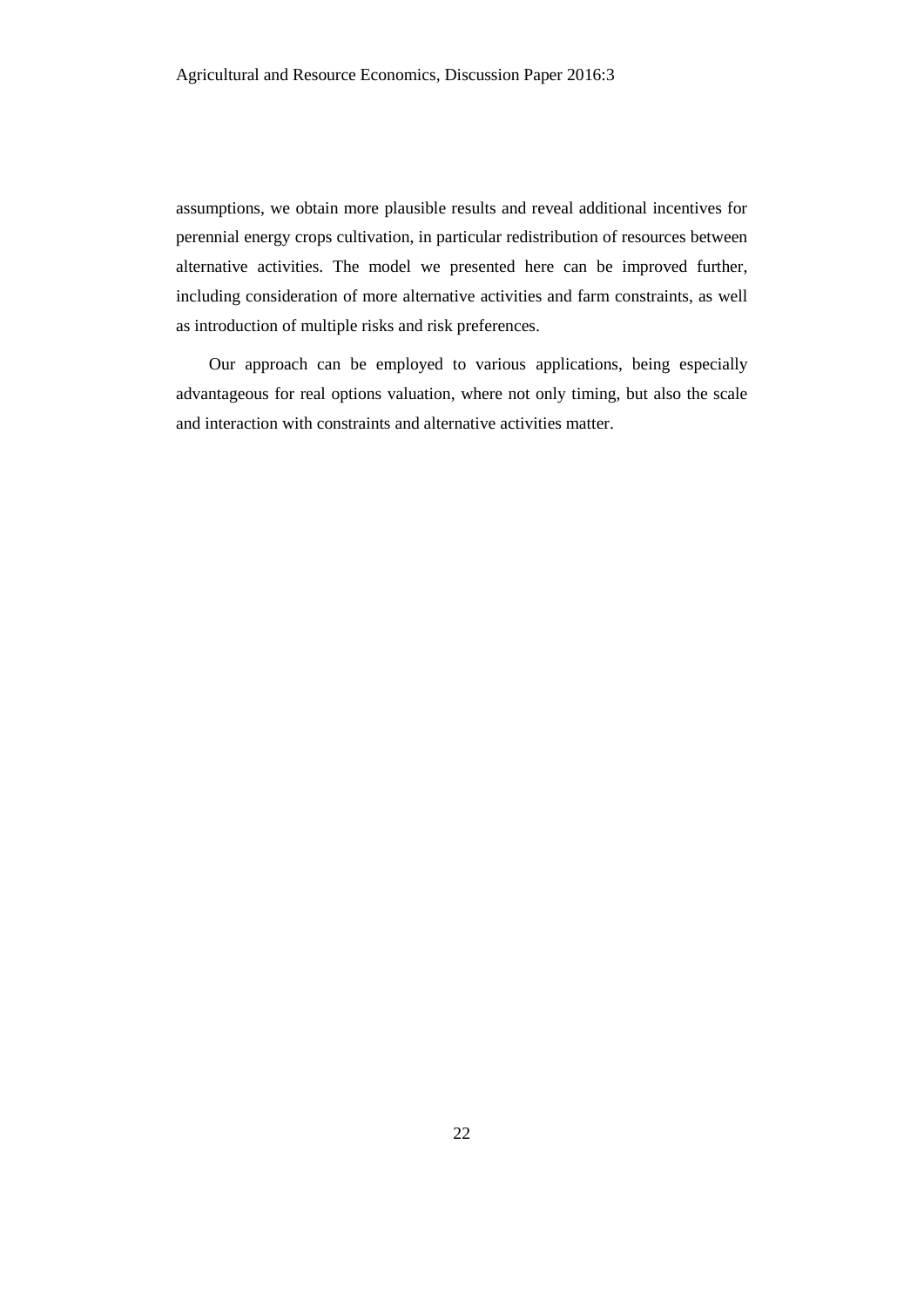assumptions, we obtain more plausible results and reveal additional incentives for perennial energy crops cultivation, in particular redistribution of resources between alternative activities. The model we presented here can be improved further, including consideration of more alternative activities and farm constraints, as well as introduction of multiple risks and risk preferences.

Our approach can be employed to various applications, being especially advantageous for real options valuation, where not only timing, but also the scale and interaction with constraints and alternative activities matter.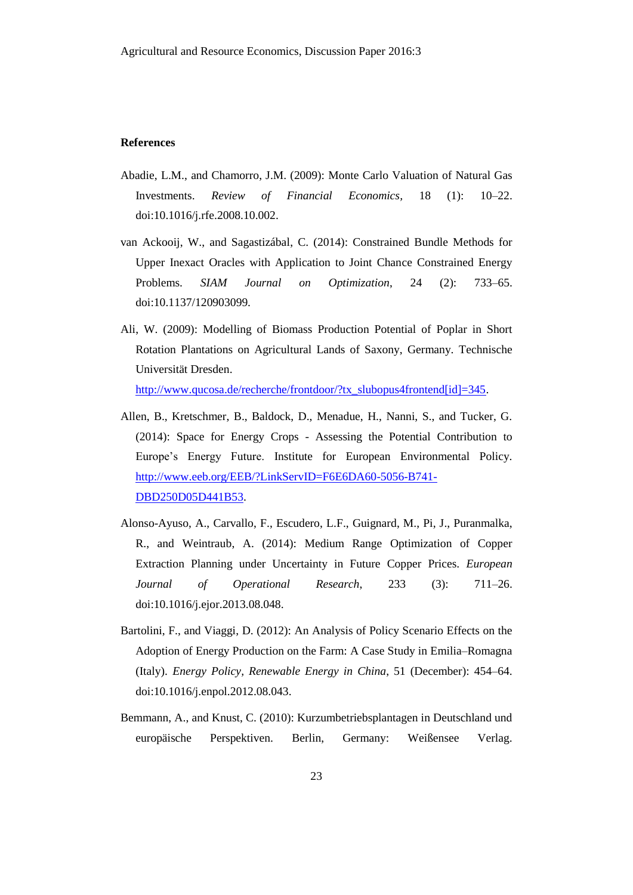**References**

Abadie, L.M., and Chamorro, J.M. (2009): Monte Carlo Valuation of Natural Gas Investments. *Review of Financial Economics*, 18 (1): 10–22. doi:10.1016/j.rfe.2008.10.002.

van Ackooij, W., and Sagastizábal, C. (2014): Constrained Bundle Methods for Upper Inexact Oracles with Application to Joint Chance Constrained Energy Problems. *SIAM Journal on Optimization*, 24 (2): 733–65. doi:10.1137/120903099.

Ali, W. (2009): Modelling of Biomass Production Potential of Poplar in Short Rotation Plantations on Agricultural Lands of Saxony, Germany. Technische Universität Dresden. http://www.qucosa.de/recherche/frontdoor/?tx_slubopus4frontend[id]=345.

Allen, B., Kretschmer, B., Baldock, D., Menadue, H., Nanni, S., and Tucker, G. (2014): Space for Energy Crops - Assessing the Potential Contribution to Europe's Energy Future. Institute for European Environmental Policy. http://www.eeb.org/EEB/?LinkServID=F6E6DA60-5056-B741-DBD250D05D441B53.

Alonso-Ayuso, A., Carvallo, F., Escudero, L.F., Guignard, M., Pi, J., Puranmalka, R., and Weintraub, A. (2014): Medium Range Optimization of Copper Extraction Planning under Uncertainty in Future Copper Prices. *European Journal of Operational Research*, 233 (3): 711–26. doi:10.1016/j.ejor.2013.08.048.

Bartolini, F., and Viaggi, D. (2012): An Analysis of Policy Scenario Effects on the Adoption of Energy Production on the Farm: A Case Study in Emilia–Romagna (Italy). *Energy Policy, Renewable Energy in China*, 51 (December): 454–64. doi:10.1016/j.enpol.2012.08.043.

Bemmann, A., and Knust, C. (2010): Kurzumbetriebsplantagen in Deutschland und europäische Perspektiven. Berlin, Germany: Weißensee Verlag.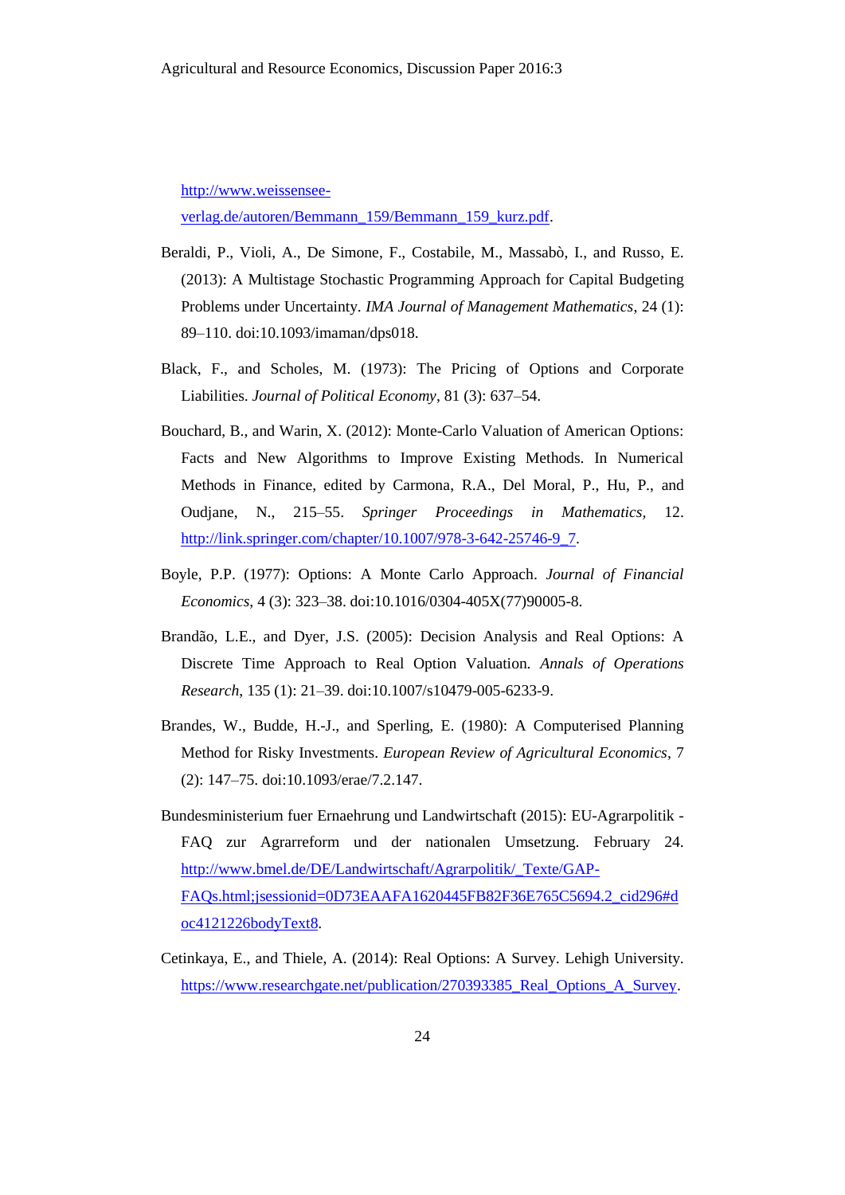http://www.weissensee-verlag.de/autoren/Bemmann_159/Bemmann_159_kurz.pdf.

Beraldi, P., Violi, A., De Simone, F., Costabile, M., Massabò, I., and Russo, E. (2013): A Multistage Stochastic Programming Approach for Capital Budgeting Problems under Uncertainty. *IMA Journal of Management Mathematics*, 24 (1): 89–110. doi:10.1093/imaman/dps018.

Black, F., and Scholes, M. (1973): The Pricing of Options and Corporate Liabilities. *Journal of Political Economy*, 81 (3): 637–54.

Bouchard, B., and Warin, X. (2012): Monte-Carlo Valuation of American Options: Facts and New Algorithms to Improve Existing Methods. In Numerical Methods in Finance, edited by Carmona, R.A., Del Moral, P., Hu, P., and Oudjane, N., 215–55. *Springer Proceedings in Mathematics*, 12. http://link.springer.com/chapter/10.1007/978-3-642-25746-9_7.

Boyle, P.P. (1977): Options: A Monte Carlo Approach. *Journal of Financial Economics*, 4 (3): 323–38. doi:10.1016/0304-405X(77)90005-8.

Brandão, L.E., and Dyer, J.S. (2005): Decision Analysis and Real Options: A Discrete Time Approach to Real Option Valuation. *Annals of Operations Research*, 135 (1): 21–39. doi:10.1007/s10479-005-6233-9.

Brandes, W., Budde, H.-J., and Sperling, E. (1980): A Computerised Planning Method for Risky Investments. *European Review of Agricultural Economics*, 7 (2): 147–75. doi:10.1093/erae/7.2.147.

Bundesministerium fuer Ernaehrung und Landwirtschaft (2015): EU-Agrarpolitik - FAQ zur Agrarreform und der nationalen Umsetzung. February 24. http://www.bmel.de/DE/Landwirtschaft/Agrarpolitik/_Texte/GAP-FAQs.html;jsessionid=0D73EAAFA1620445FB82F36E765C5694.2_cid296#doc4121226bodyText8.

Cetinkaya, E., and Thiele, A. (2014): Real Options: A Survey. Lehigh University. https://www.researchgate.net/publication/270393385_Real_Options_A_Survey.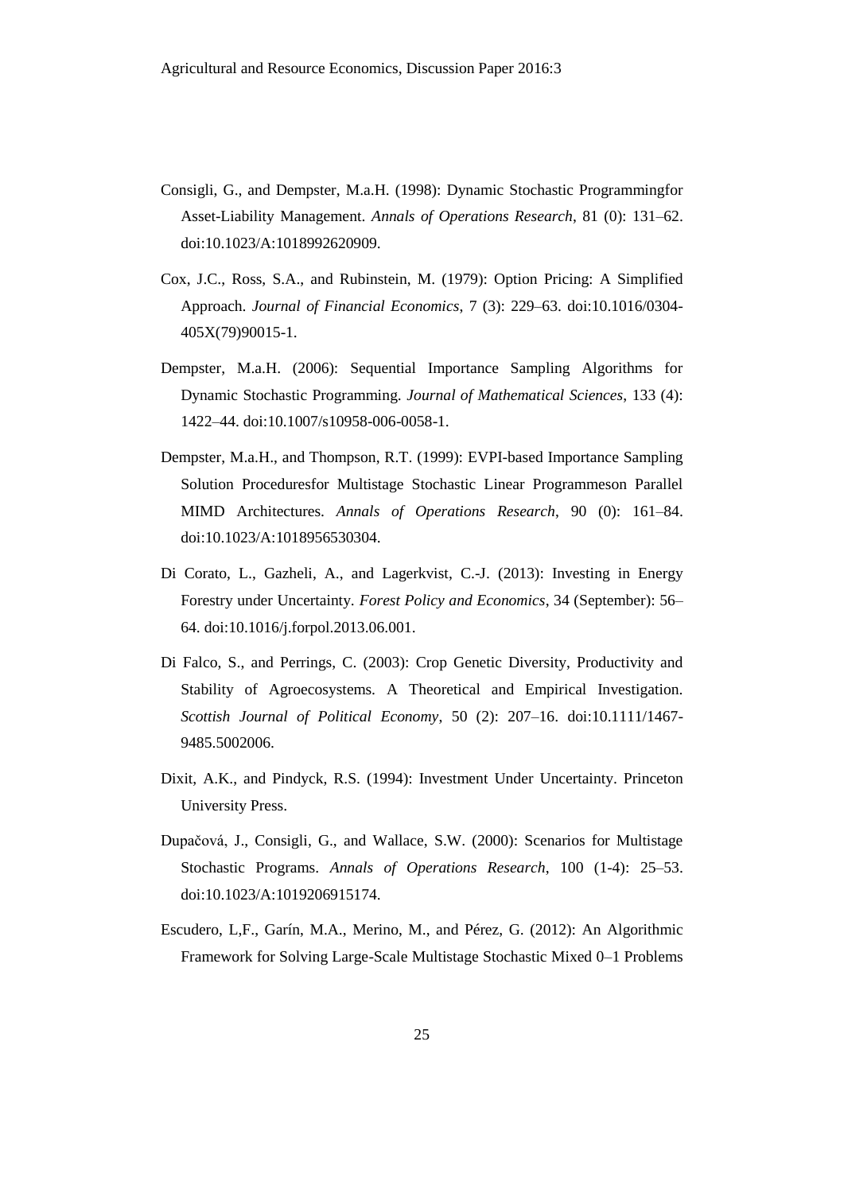Consigli, G., and Dempster, M.a.H. (1998): Dynamic Stochastic Programmingfor Asset-Liability Management. *Annals of Operations Research*, 81 (0): 131–62. doi:10.1023/A:1018992620909.

Cox, J.C., Ross, S.A., and Rubinstein, M. (1979): Option Pricing: A Simplified Approach. *Journal of Financial Economics*, 7 (3): 229–63. doi:10.1016/0304-405X(79)90015-1.

Dempster, M.a.H. (2006): Sequential Importance Sampling Algorithms for Dynamic Stochastic Programming. *Journal of Mathematical Sciences*, 133 (4): 1422–44. doi:10.1007/s10958-006-0058-1.

Dempster, M.a.H., and Thompson, R.T. (1999): EVPI-based Importance Sampling Solution Proceduresfor Multistage Stochastic Linear Programmeson Parallel MIMD Architectures. *Annals of Operations Research*, 90 (0): 161–84. doi:10.1023/A:1018956530304.

Di Corato, L., Gazheli, A., and Lagerkvist, C.-J. (2013): Investing in Energy Forestry under Uncertainty. *Forest Policy and Economics*, 34 (September): 56–64. doi:10.1016/j.forpol.2013.06.001.

Di Falco, S., and Perrings, C. (2003): Crop Genetic Diversity, Productivity and Stability of Agroecosystems. A Theoretical and Empirical Investigation. *Scottish Journal of Political Economy*, 50 (2): 207–16. doi:10.1111/1467-9485.5002006.

Dixit, A.K., and Pindyck, R.S. (1994): Investment Under Uncertainty. Princeton University Press.

Dupačová, J., Consigli, G., and Wallace, S.W. (2000): Scenarios for Multistage Stochastic Programs. *Annals of Operations Research*, 100 (1-4): 25–53. doi:10.1023/A:1019206915174.

Escudero, L,F., Garín, M.A., Merino, M., and Pérez, G. (2012): An Algorithmic Framework for Solving Large-Scale Multistage Stochastic Mixed 0–1 Problems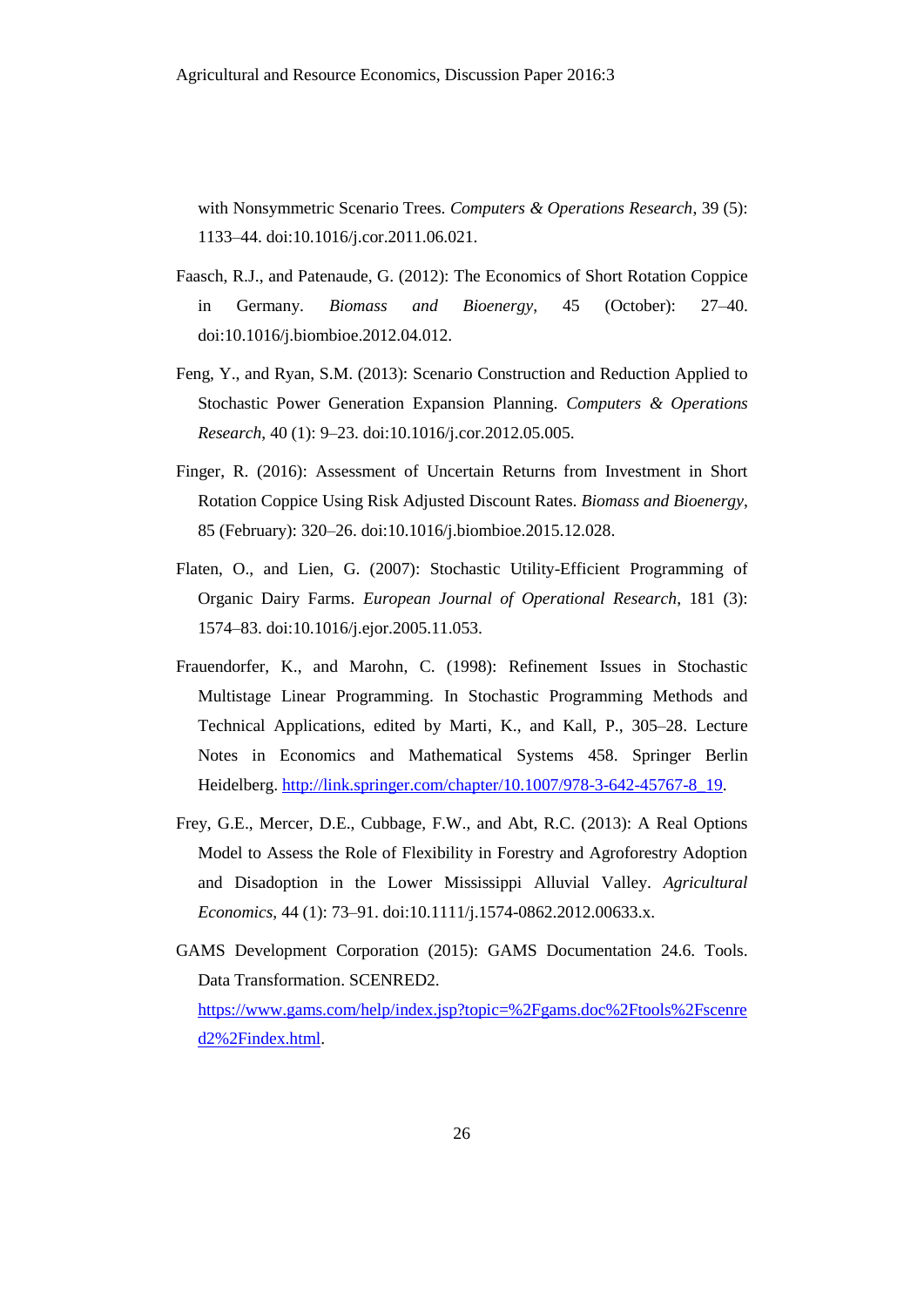with Nonsymmetric Scenario Trees. *Computers & Operations Research*, 39 (5): 1133–44. doi:10.1016/j.cor.2011.06.021.

Faasch, R.J., and Patenaude, G. (2012): The Economics of Short Rotation Coppice in Germany. *Biomass and Bioenergy*, 45 (October): 27–40. doi:10.1016/j.biombioe.2012.04.012.

Feng, Y., and Ryan, S.M. (2013): Scenario Construction and Reduction Applied to Stochastic Power Generation Expansion Planning. *Computers & Operations Research*, 40 (1): 9–23. doi:10.1016/j.cor.2012.05.005.

Finger, R. (2016): Assessment of Uncertain Returns from Investment in Short Rotation Coppice Using Risk Adjusted Discount Rates. *Biomass and Bioenergy*, 85 (February): 320–26. doi:10.1016/j.biombioe.2015.12.028.

Flaten, O., and Lien, G. (2007): Stochastic Utility-Efficient Programming of Organic Dairy Farms. *European Journal of Operational Research*, 181 (3): 1574–83. doi:10.1016/j.ejor.2005.11.053.

Frauendorfer, K., and Marohn, C. (1998): Refinement Issues in Stochastic Multistage Linear Programming. In Stochastic Programming Methods and Technical Applications, edited by Marti, K., and Kall, P., 305–28. Lecture Notes in Economics and Mathematical Systems 458. Springer Berlin Heidelberg. http://link.springer.com/chapter/10.1007/978-3-642-45767-8_19.

Frey, G.E., Mercer, D.E., Cubbage, F.W., and Abt, R.C. (2013): A Real Options Model to Assess the Role of Flexibility in Forestry and Agroforestry Adoption and Disadoption in the Lower Mississippi Alluvial Valley. *Agricultural Economics*, 44 (1): 73–91. doi:10.1111/j.1574-0862.2012.00633.x.

GAMS Development Corporation (2015): GAMS Documentation 24.6. Tools. Data Transformation. SCENRED2. https://www.gams.com/help/index.jsp?topic=%2Fgams.doc%2Ftools%2Fscenred2%2Findex.html.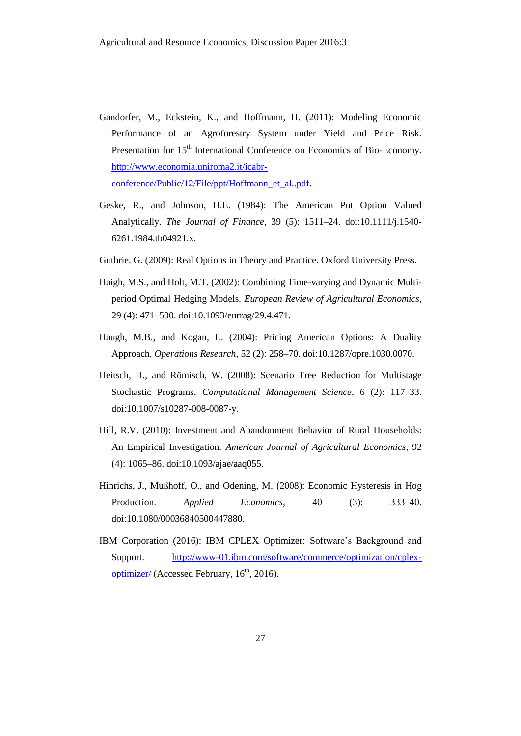Gandorfer, M., Eckstein, K., and Hoffmann, H. (2011): Modeling Economic Performance of an Agroforestry System under Yield and Price Risk. Presentation for 15th International Conference on Economics of Bio-Economy. http://www.economia.uniroma2.it/icabr-conference/Public/12/File/ppt/Hoffmann_et_al..pdf.

Geske, R., and Johnson, H.E. (1984): The American Put Option Valued Analytically. *The Journal of Finance*, 39 (5): 1511–24. doi:10.1111/j.1540-6261.1984.tb04921.x.

Guthrie, G. (2009): Real Options in Theory and Practice. Oxford University Press.

Haigh, M.S., and Holt, M.T. (2002): Combining Time-varying and Dynamic Multi-period Optimal Hedging Models. *European Review of Agricultural Economics*, 29 (4): 471–500. doi:10.1093/eurrag/29.4.471.

Haugh, M.B., and Kogan, L. (2004): Pricing American Options: A Duality Approach. *Operations Research*, 52 (2): 258–70. doi:10.1287/opre.1030.0070.

Heitsch, H., and Römisch, W. (2008): Scenario Tree Reduction for Multistage Stochastic Programs. *Computational Management Science*, 6 (2): 117–33. doi:10.1007/s10287-008-0087-y.

Hill, R.V. (2010): Investment and Abandonment Behavior of Rural Households: An Empirical Investigation. *American Journal of Agricultural Economics*, 92 (4): 1065–86. doi:10.1093/ajae/aaq055.

Hinrichs, J., Mußhoff, O., and Odening, M. (2008): Economic Hysteresis in Hog Production. *Applied Economics*, 40 (3): 333–40. doi:10.1080/00036840500447880.

IBM Corporation (2016): IBM CPLEX Optimizer: Software's Background and Support. http://www-01.ibm.com/software/commerce/optimization/cplex-optimizer/ (Accessed February, 16th, 2016).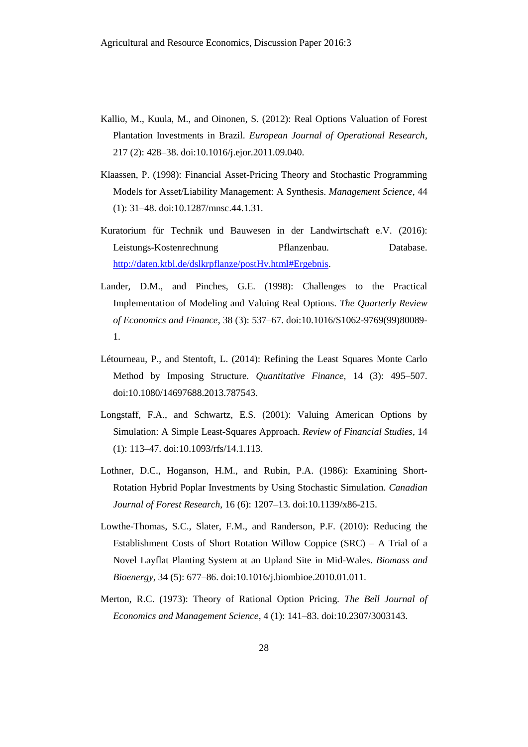Kallio, M., Kuula, M., and Oinonen, S. (2012): Real Options Valuation of Forest Plantation Investments in Brazil. *European Journal of Operational Research*, 217 (2): 428–38. doi:10.1016/j.ejor.2011.09.040.

Klaassen, P. (1998): Financial Asset-Pricing Theory and Stochastic Programming Models for Asset/Liability Management: A Synthesis. *Management Science*, 44 (1): 31–48. doi:10.1287/mnsc.44.1.31.

Kuratorium für Technik und Bauwesen in der Landwirtschaft e.V. (2016): Leistungs-Kostenrechnung Pflanzenbau. Database. http://daten.ktbl.de/dslkrpflanze/postHv.html#Ergebnis.

Lander, D.M., and Pinches, G.E. (1998): Challenges to the Practical Implementation of Modeling and Valuing Real Options. *The Quarterly Review of Economics and Finance*, 38 (3): 537–67. doi:10.1016/S1062-9769(99)80089-1.

Létourneau, P., and Stentoft, L. (2014): Refining the Least Squares Monte Carlo Method by Imposing Structure. *Quantitative Finance*, 14 (3): 495–507. doi:10.1080/14697688.2013.787543.

Longstaff, F.A., and Schwartz, E.S. (2001): Valuing American Options by Simulation: A Simple Least-Squares Approach. *Review of Financial Studies*, 14 (1): 113–47. doi:10.1093/rfs/14.1.113.

Lothner, D.C., Hoganson, H.M., and Rubin, P.A. (1986): Examining Short-Rotation Hybrid Poplar Investments by Using Stochastic Simulation. *Canadian Journal of Forest Research*, 16 (6): 1207–13. doi:10.1139/x86-215.

Lowthe-Thomas, S.C., Slater, F.M., and Randerson, P.F. (2010): Reducing the Establishment Costs of Short Rotation Willow Coppice (SRC) – A Trial of a Novel Layflat Planting System at an Upland Site in Mid-Wales. *Biomass and Bioenergy*, 34 (5): 677–86. doi:10.1016/j.biombioe.2010.01.011.

Merton, R.C. (1973): Theory of Rational Option Pricing. *The Bell Journal of Economics and Management Science*, 4 (1): 141–83. doi:10.2307/3003143.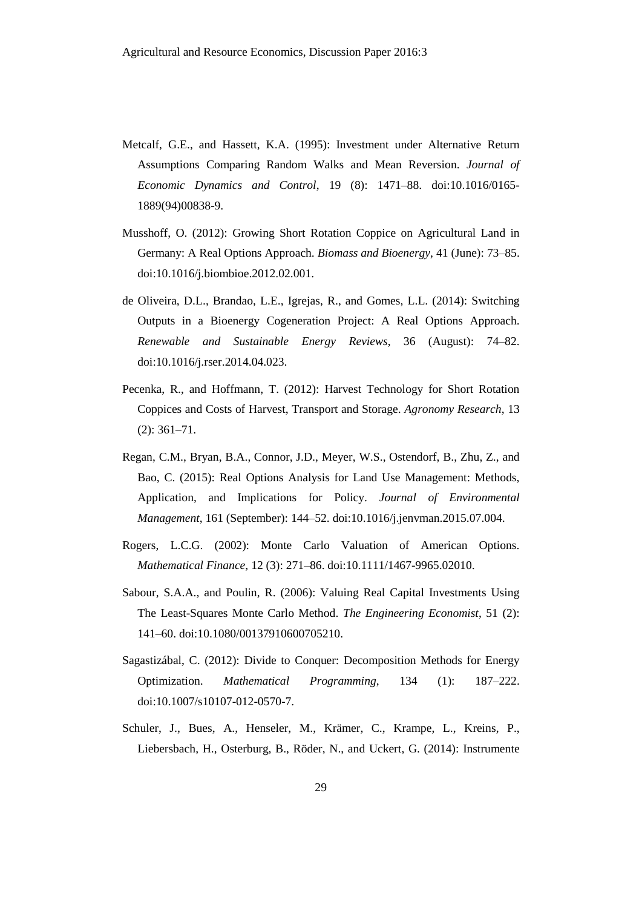Metcalf, G.E., and Hassett, K.A. (1995): Investment under Alternative Return Assumptions Comparing Random Walks and Mean Reversion. *Journal of Economic Dynamics and Control*, 19 (8): 1471–88. doi:10.1016/0165-1889(94)00838-9.

Musshoff, O. (2012): Growing Short Rotation Coppice on Agricultural Land in Germany: A Real Options Approach. *Biomass and Bioenergy*, 41 (June): 73–85. doi:10.1016/j.biombioe.2012.02.001.

de Oliveira, D.L., Brandao, L.E., Igrejas, R., and Gomes, L.L. (2014): Switching Outputs in a Bioenergy Cogeneration Project: A Real Options Approach. *Renewable and Sustainable Energy Reviews*, 36 (August): 74–82. doi:10.1016/j.rser.2014.04.023.

Pecenka, R., and Hoffmann, T. (2012): Harvest Technology for Short Rotation Coppices and Costs of Harvest, Transport and Storage. *Agronomy Research*, 13 (2): 361–71.

Regan, C.M., Bryan, B.A., Connor, J.D., Meyer, W.S., Ostendorf, B., Zhu, Z., and Bao, C. (2015): Real Options Analysis for Land Use Management: Methods, Application, and Implications for Policy. *Journal of Environmental Management*, 161 (September): 144–52. doi:10.1016/j.jenvman.2015.07.004.

Rogers, L.C.G. (2002): Monte Carlo Valuation of American Options. *Mathematical Finance*, 12 (3): 271–86. doi:10.1111/1467-9965.02010.

Sabour, S.A.A., and Poulin, R. (2006): Valuing Real Capital Investments Using The Least-Squares Monte Carlo Method. *The Engineering Economist*, 51 (2): 141–60. doi:10.1080/00137910600705210.

Sagastizábal, C. (2012): Divide to Conquer: Decomposition Methods for Energy Optimization. *Mathematical Programming*, 134 (1): 187–222. doi:10.1007/s10107-012-0570-7.

Schuler, J., Bues, A., Henseler, M., Krämer, C., Krampe, L., Kreins, P., Liebersbach, H., Osterburg, B., Röder, N., and Uckert, G. (2014): Instrumente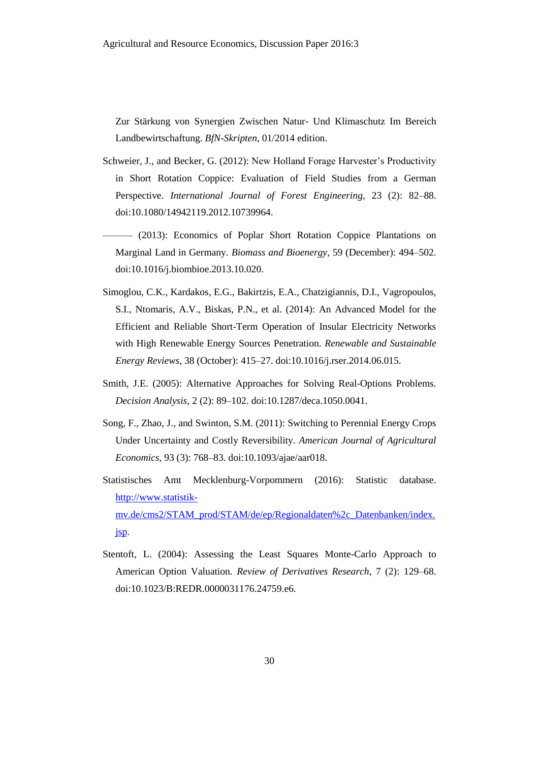Zur Stärkung von Synergien Zwischen Natur- Und Klimaschutz Im Bereich Landbewirtschaftung. *BfN-Skripten*, 01/2014 edition.

Schweier, J., and Becker, G. (2012): New Holland Forage Harvester's Productivity in Short Rotation Coppice: Evaluation of Field Studies from a German Perspective. *International Journal of Forest Engineering*, 23 (2): 82–88. doi:10.1080/14942119.2012.10739964.

——— (2013): Economics of Poplar Short Rotation Coppice Plantations on Marginal Land in Germany. *Biomass and Bioenergy*, 59 (December): 494–502. doi:10.1016/j.biombioe.2013.10.020.

Simoglou, C.K., Kardakos, E.G., Bakirtzis, E.A., Chatzigiannis, D.I., Vagropoulos, S.I., Ntomaris, A.V., Biskas, P.N., et al. (2014): An Advanced Model for the Efficient and Reliable Short-Term Operation of Insular Electricity Networks with High Renewable Energy Sources Penetration. *Renewable and Sustainable Energy Reviews*, 38 (October): 415–27. doi:10.1016/j.rser.2014.06.015.

Smith, J.E. (2005): Alternative Approaches for Solving Real-Options Problems. *Decision Analysis*, 2 (2): 89–102. doi:10.1287/deca.1050.0041.

Song, F., Zhao, J., and Swinton, S.M. (2011): Switching to Perennial Energy Crops Under Uncertainty and Costly Reversibility. *American Journal of Agricultural Economics*, 93 (3): 768–83. doi:10.1093/ajae/aar018.

Statistisches Amt Mecklenburg-Vorpommern (2016): Statistic database. [http://www.statistik-mv.de/cms2/STAM_prod/STAM/de/ep/Regionaldaten%2c_Datenbanken/index.jsp](http://www.statistik-mv.de/cms2/STAM_prod/STAM/de/ep/Regionaldaten%2c_Datenbanken/index.jsp).

Stentoft, L. (2004): Assessing the Least Squares Monte-Carlo Approach to American Option Valuation. *Review of Derivatives Research*, 7 (2): 129–68. doi:10.1023/B:REDR.0000031176.24759.e6.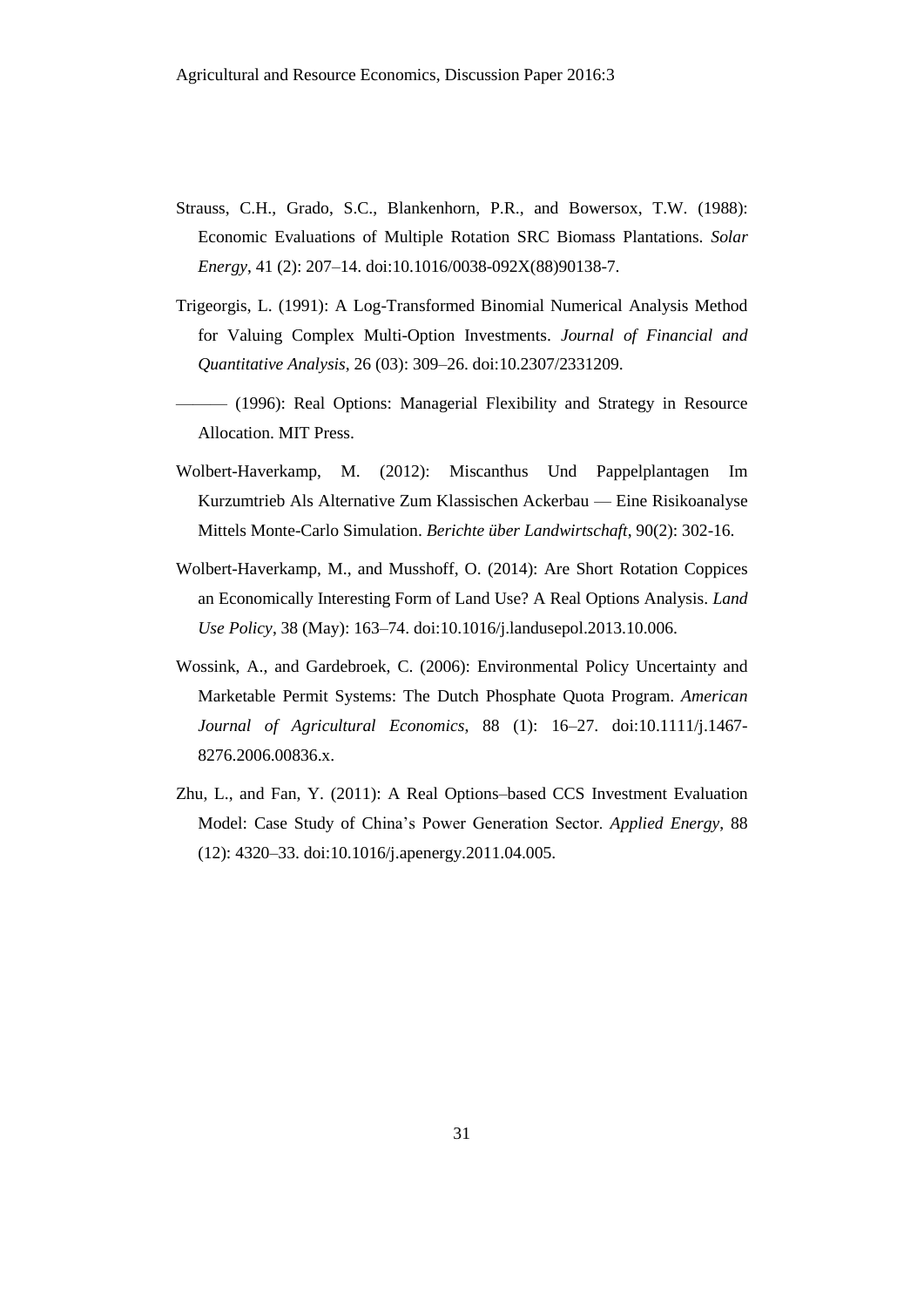Strauss, C.H., Grado, S.C., Blankenhorn, P.R., and Bowersox, T.W. (1988): Economic Evaluations of Multiple Rotation SRC Biomass Plantations. *Solar Energy*, 41 (2): 207–14. doi:10.1016/0038-092X(88)90138-7.

Trigeorgis, L. (1991): A Log-Transformed Binomial Numerical Analysis Method for Valuing Complex Multi-Option Investments. *Journal of Financial and Quantitative Analysis*, 26 (03): 309–26. doi:10.2307/2331209.

——— (1996): Real Options: Managerial Flexibility and Strategy in Resource Allocation. MIT Press.

Wolbert-Haverkamp, M. (2012): Miscanthus Und Pappelplantagen Im Kurzumtrieb Als Alternative Zum Klassischen Ackerbau — Eine Risikoanalyse Mittels Monte-Carlo Simulation. *Berichte über Landwirtschaft*, 90(2): 302-16.

Wolbert-Haverkamp, M., and Musshoff, O. (2014): Are Short Rotation Coppices an Economically Interesting Form of Land Use? A Real Options Analysis. *Land Use Policy*, 38 (May): 163–74. doi:10.1016/j.landusepol.2013.10.006.

Wossink, A., and Gardebroek, C. (2006): Environmental Policy Uncertainty and Marketable Permit Systems: The Dutch Phosphate Quota Program. *American Journal of Agricultural Economics*, 88 (1): 16–27. doi:10.1111/j.1467-8276.2006.00836.x.

Zhu, L., and Fan, Y. (2011): A Real Options–based CCS Investment Evaluation Model: Case Study of China's Power Generation Sector. *Applied Energy*, 88 (12): 4320–33. doi:10.1016/j.apenergy.2011.04.005.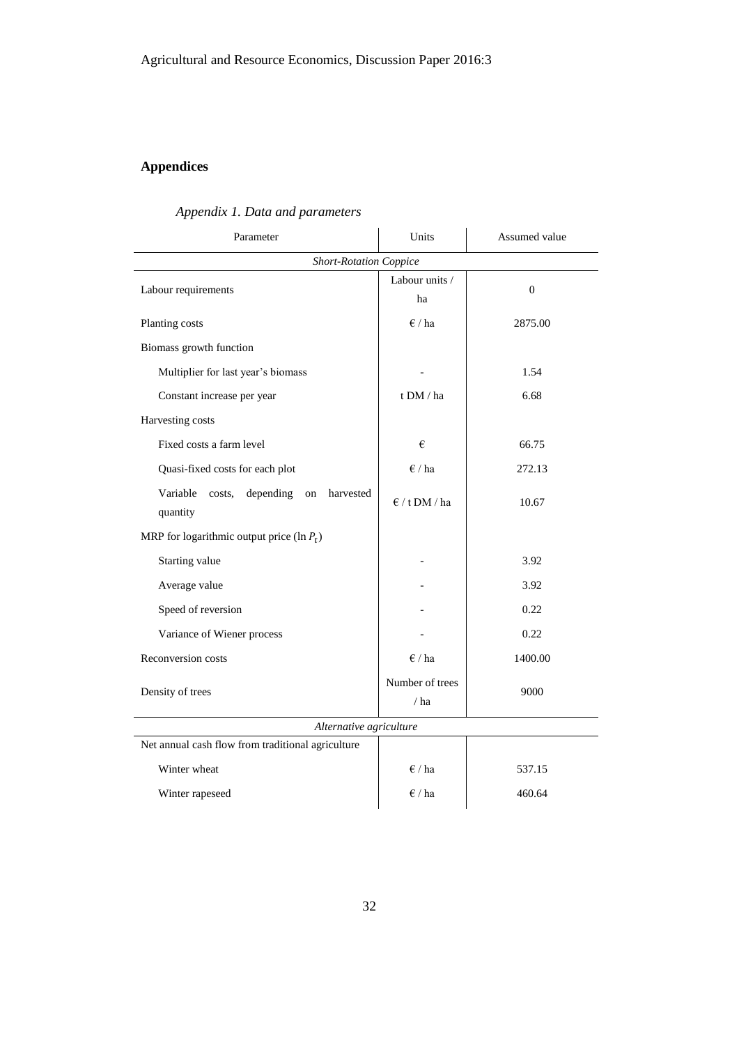## Appendices

*Appendix 1. Data and parameters*

| Parameter | Units | Assumed value |
|---|---|---|
| *Short-Rotation Coppice* | | |
| Labour requirements | Labour units / ha | 0 |
| Planting costs | € / ha | 2875.00 |
| Biomass growth function | | |
| Multiplier for last year's biomass | - | 1.54 |
| Constant increase per year | t DM / ha | 6.68 |
| Harvesting costs | | |
| Fixed costs a farm level | € | 66.75 |
| Quasi-fixed costs for each plot | € / ha | 272.13 |
| Variable costs, depending on harvested quantity | € / t DM / ha | 10.67 |
| MRP for logarithmic output price ($\ln P_t$) | | |
| Starting value | - | 3.92 |
| Average value | - | 3.92 |
| Speed of reversion | - | 0.22 |
| Variance of Wiener process | - | 0.22 |
| Reconversion costs | € / ha | 1400.00 |
| Density of trees | Number of trees / ha | 9000 |
| *Alternative agriculture* | | |
| Net annual cash flow from traditional agriculture | | |
| Winter wheat | € / ha | 537.15 |
| Winter rapeseed | € / ha | 460.64 |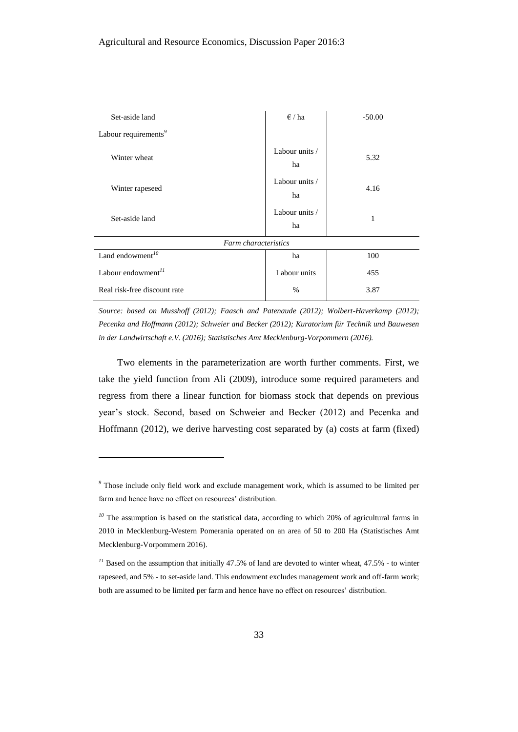| | | |
|---|---|---|
| Set-aside land | € / ha | -50.00 |
| Labour requirements[9] | | |
| Winter wheat | Labour units / ha | 5.32 |
| Winter rapeseed | Labour units / ha | 4.16 |
| Set-aside land | Labour units / ha | 1 |
| *Farm characteristics* | | |
| Land endowment[10] | ha | 100 |
| Labour endowment[11] | Labour units | 455 |
| Real risk-free discount rate | % | 3.87 |

*Source: based on Musshoff (2012); Faasch and Patenaude (2012); Wolbert-Haverkamp (2012); Pecenka and Hoffmann (2012); Schweier and Becker (2012); Kuratorium für Technik und Bauwesen in der Landwirtschaft e.V. (2016); Statistisches Amt Mecklenburg-Vorpommern (2016).*

Two elements in the parameterization are worth further comments. First, we take the yield function from Ali (2009), introduce some required parameters and regress from there a linear function for biomass stock that depends on previous year's stock. Second, based on Schweier and Becker (2012) and Pecenka and Hoffmann (2012), we derive harvesting cost separated by (a) costs at farm (fixed)

---

[9] Those include only field work and exclude management work, which is assumed to be limited per farm and hence have no effect on resources' distribution.

[10] The assumption is based on the statistical data, according to which 20% of agricultural farms in 2010 in Mecklenburg-Western Pomerania operated on an area of 50 to 200 Ha (Statistisches Amt Mecklenburg-Vorpommern 2016).

[11] Based on the assumption that initially 47.5% of land are devoted to winter wheat, 47.5% - to winter rapeseed, and 5% - to set-aside land. This endowment excludes management work and off-farm work; both are assumed to be limited per farm and hence have no effect on resources' distribution.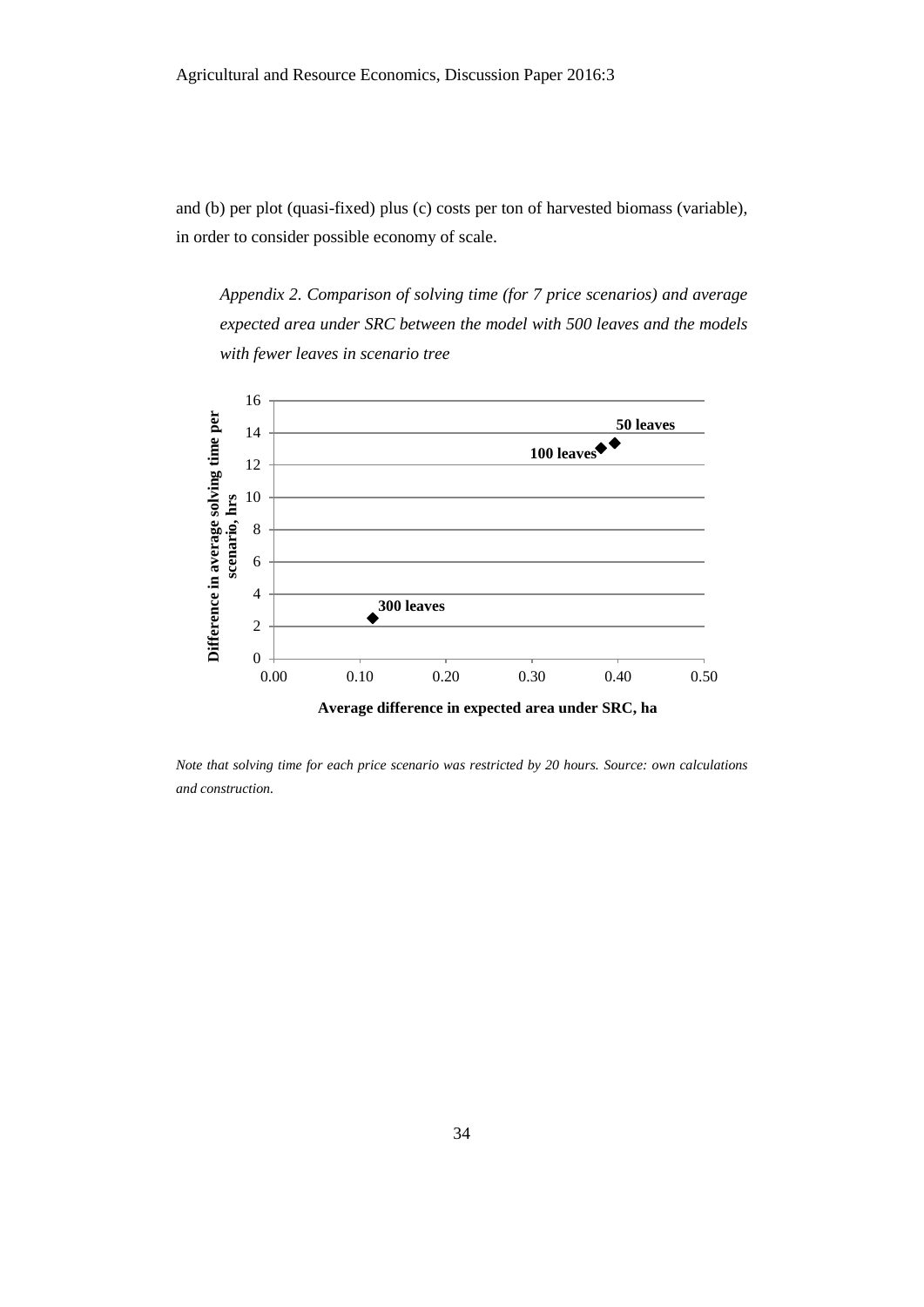and (b) per plot (quasi-fixed) plus (c) costs per ton of harvested biomass (variable), in order to consider possible economy of scale.

*Appendix 2. Comparison of solving time (for 7 price scenarios) and average expected area under SRC between the model with 500 leaves and the models with fewer leaves in scenario tree*

Difference in average solving time per scenario, hrs

16
14
12
10
8
6
4
2
0

50 leaves
100 leaves
300 leaves

0.00 0.10 0.20 0.30 0.40 0.50

Average difference in expected area under SRC, ha

*Note that solving time for each price scenario was restricted by 20 hours. Source: own calculations and construction.*